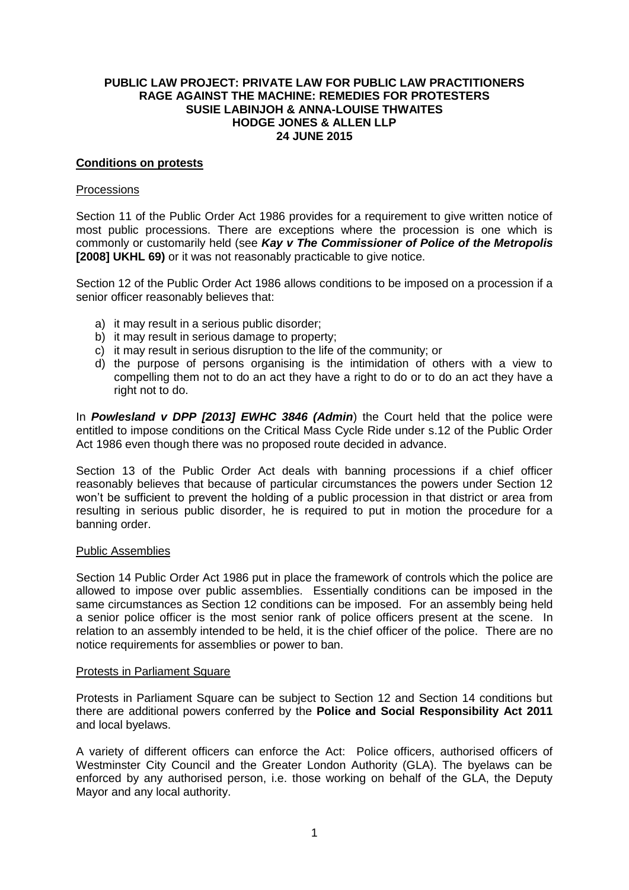# PUBLIC LAW PROJECT: PRIVATE LAW FOR PUBLIC LAW PRACTITIONERS

## RAGE AGAINST THE MACHINE: REMEDIES FOR PROTESTERS

**SUSIE LABINJOH & ANNA-LOUISE THWAITES**
**HODGE JONES & ALLEN LLP**
**24 JUNE 2015**

## Conditions on protests

### Processions

Section 11 of the Public Order Act 1986 provides for a requirement to give written notice of most public processions. There are exceptions where the procession is one which is commonly or customarily held (see ***Kay v The Commissioner of Police of the Metropolis* [2008] UKHL 69)** or it was not reasonably practicable to give notice.

Section 12 of the Public Order Act 1986 allows conditions to be imposed on a procession if a senior officer reasonably believes that:

a) it may result in a serious public disorder;
b) it may result in serious damage to property;
c) it may result in serious disruption to the life of the community; or
d) the purpose of persons organising is the intimidation of others with a view to compelling them not to do an act they have a right to do or to do an act they have a right not to do.

In ***Powlesland v DPP [2013] EWHC 3846 (Admin)***) the Court held that the police were entitled to impose conditions on the Critical Mass Cycle Ride under s.12 of the Public Order Act 1986 even though there was no proposed route decided in advance.

Section 13 of the Public Order Act deals with banning processions if a chief officer reasonably believes that because of particular circumstances the powers under Section 12 won't be sufficient to prevent the holding of a public procession in that district or area from resulting in serious public disorder, he is required to put in motion the procedure for a banning order.

### Public Assemblies

Section 14 Public Order Act 1986 put in place the framework of controls which the police are allowed to impose over public assemblies. Essentially conditions can be imposed in the same circumstances as Section 12 conditions can be imposed. For an assembly being held a senior police officer is the most senior rank of police officers present at the scene. In relation to an assembly intended to be held, it is the chief officer of the police. There are no notice requirements for assemblies or power to ban.

### Protests in Parliament Square

Protests in Parliament Square can be subject to Section 12 and Section 14 conditions but there are additional powers conferred by the **Police and Social Responsibility Act 2011** and local byelaws.

A variety of different officers can enforce the Act: Police officers, authorised officers of Westminster City Council and the Greater London Authority (GLA). The byelaws can be enforced by any authorised person, i.e. those working on behalf of the GLA, the Deputy Mayor and any local authority.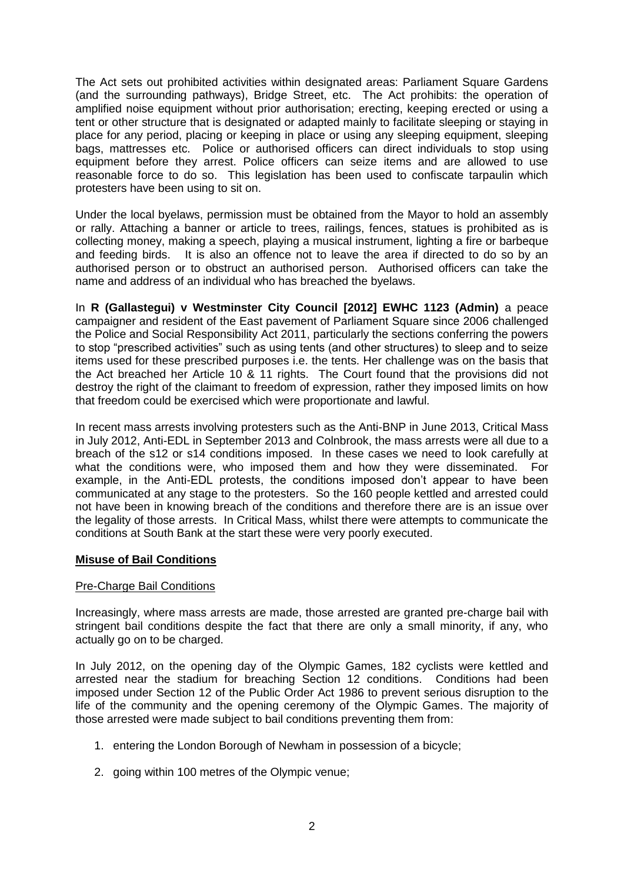The Act sets out prohibited activities within designated areas: Parliament Square Gardens (and the surrounding pathways), Bridge Street, etc. The Act prohibits: the operation of amplified noise equipment without prior authorisation; erecting, keeping erected or using a tent or other structure that is designated or adapted mainly to facilitate sleeping or staying in place for any period, placing or keeping in place or using any sleeping equipment, sleeping bags, mattresses etc. Police or authorised officers can direct individuals to stop using equipment before they arrest. Police officers can seize items and are allowed to use reasonable force to do so. This legislation has been used to confiscate tarpaulin which protesters have been using to sit on.

Under the local byelaws, permission must be obtained from the Mayor to hold an assembly or rally. Attaching a banner or article to trees, railings, fences, statues is prohibited as is collecting money, making a speech, playing a musical instrument, lighting a fire or barbeque and feeding birds. It is also an offence not to leave the area if directed to do so by an authorised person or to obstruct an authorised person. Authorised officers can take the name and address of an individual who has breached the byelaws.

In **R (Gallastegui) v Westminster City Council [2012] EWHC 1123 (Admin)** a peace campaigner and resident of the East pavement of Parliament Square since 2006 challenged the Police and Social Responsibility Act 2011, particularly the sections conferring the powers to stop "prescribed activities" such as using tents (and other structures) to sleep and to seize items used for these prescribed purposes i.e. the tents. Her challenge was on the basis that the Act breached her Article 10 & 11 rights. The Court found that the provisions did not destroy the right of the claimant to freedom of expression, rather they imposed limits on how that freedom could be exercised which were proportionate and lawful.

In recent mass arrests involving protesters such as the Anti-BNP in June 2013, Critical Mass in July 2012, Anti-EDL in September 2013 and Colnbrook, the mass arrests were all due to a breach of the s12 or s14 conditions imposed. In these cases we need to look carefully at what the conditions were, who imposed them and how they were disseminated. For example, in the Anti-EDL protests, the conditions imposed don't appear to have been communicated at any stage to the protesters. So the 160 people kettled and arrested could not have been in knowing breach of the conditions and therefore there are is an issue over the legality of those arrests. In Critical Mass, whilst there were attempts to communicate the conditions at South Bank at the start these were very poorly executed.

## **Misuse of Bail Conditions**

### Pre-Charge Bail Conditions

Increasingly, where mass arrests are made, those arrested are granted pre-charge bail with stringent bail conditions despite the fact that there are only a small minority, if any, who actually go on to be charged.

In July 2012, on the opening day of the Olympic Games, 182 cyclists were kettled and arrested near the stadium for breaching Section 12 conditions. Conditions had been imposed under Section 12 of the Public Order Act 1986 to prevent serious disruption to the life of the community and the opening ceremony of the Olympic Games. The majority of those arrested were made subject to bail conditions preventing them from:

1. entering the London Borough of Newham in possession of a bicycle;
2. going within 100 metres of the Olympic venue;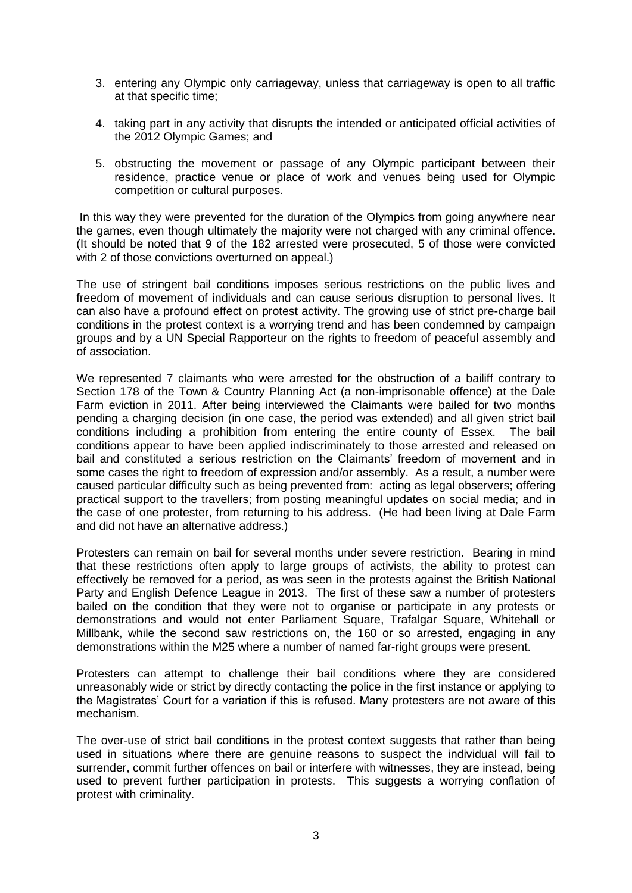3. entering any Olympic only carriageway, unless that carriageway is open to all traffic at that specific time;

4. taking part in any activity that disrupts the intended or anticipated official activities of the 2012 Olympic Games; and

5. obstructing the movement or passage of any Olympic participant between their residence, practice venue or place of work and venues being used for Olympic competition or cultural purposes.

In this way they were prevented for the duration of the Olympics from going anywhere near the games, even though ultimately the majority were not charged with any criminal offence. (It should be noted that 9 of the 182 arrested were prosecuted, 5 of those were convicted with 2 of those convictions overturned on appeal.)

The use of stringent bail conditions imposes serious restrictions on the public lives and freedom of movement of individuals and can cause serious disruption to personal lives. It can also have a profound effect on protest activity. The growing use of strict pre-charge bail conditions in the protest context is a worrying trend and has been condemned by campaign groups and by a UN Special Rapporteur on the rights to freedom of peaceful assembly and of association.

We represented 7 claimants who were arrested for the obstruction of a bailiff contrary to Section 178 of the Town & Country Planning Act (a non-imprisonable offence) at the Dale Farm eviction in 2011. After being interviewed the Claimants were bailed for two months pending a charging decision (in one case, the period was extended) and all given strict bail conditions including a prohibition from entering the entire county of Essex. The bail conditions appear to have been applied indiscriminately to those arrested and released on bail and constituted a serious restriction on the Claimants' freedom of movement and in some cases the right to freedom of expression and/or assembly. As a result, a number were caused particular difficulty such as being prevented from: acting as legal observers; offering practical support to the travellers; from posting meaningful updates on social media; and in the case of one protester, from returning to his address. (He had been living at Dale Farm and did not have an alternative address.)

Protesters can remain on bail for several months under severe restriction. Bearing in mind that these restrictions often apply to large groups of activists, the ability to protest can effectively be removed for a period, as was seen in the protests against the British National Party and English Defence League in 2013. The first of these saw a number of protesters bailed on the condition that they were not to organise or participate in any protests or demonstrations and would not enter Parliament Square, Trafalgar Square, Whitehall or Millbank, while the second saw restrictions on, the 160 or so arrested, engaging in any demonstrations within the M25 where a number of named far-right groups were present.

Protesters can attempt to challenge their bail conditions where they are considered unreasonably wide or strict by directly contacting the police in the first instance or applying to the Magistrates' Court for a variation if this is refused. Many protesters are not aware of this mechanism.

The over-use of strict bail conditions in the protest context suggests that rather than being used in situations where there are genuine reasons to suspect the individual will fail to surrender, commit further offences on bail or interfere with witnesses, they are instead, being used to prevent further participation in protests. This suggests a worrying conflation of protest with criminality.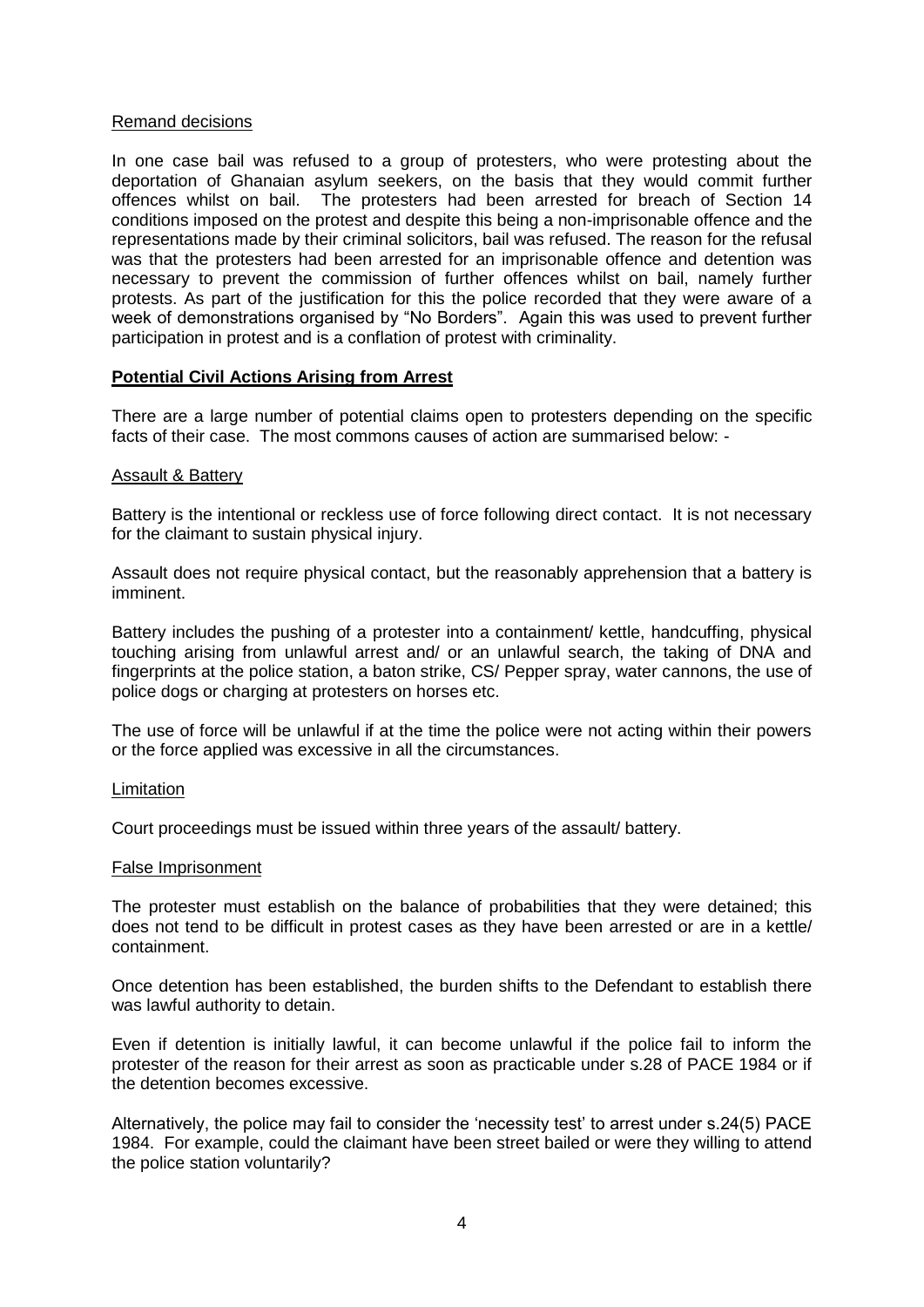Remand decisions

In one case bail was refused to a group of protesters, who were protesting about the deportation of Ghanaian asylum seekers, on the basis that they would commit further offences whilst on bail. The protesters had been arrested for breach of Section 14 conditions imposed on the protest and despite this being a non-imprisonable offence and the representations made by their criminal solicitors, bail was refused. The reason for the refusal was that the protesters had been arrested for an imprisonable offence and detention was necessary to prevent the commission of further offences whilst on bail, namely further protests. As part of the justification for this the police recorded that they were aware of a week of demonstrations organised by "No Borders". Again this was used to prevent further participation in protest and is a conflation of protest with criminality.

## Potential Civil Actions Arising from Arrest

There are a large number of potential claims open to protesters depending on the specific facts of their case. The most commons causes of action are summarised below: -

### Assault & Battery

Battery is the intentional or reckless use of force following direct contact. It is not necessary for the claimant to sustain physical injury.

Assault does not require physical contact, but the reasonably apprehension that a battery is imminent.

Battery includes the pushing of a protester into a containment/ kettle, handcuffing, physical touching arising from unlawful arrest and/ or an unlawful search, the taking of DNA and fingerprints at the police station, a baton strike, CS/ Pepper spray, water cannons, the use of police dogs or charging at protesters on horses etc.

The use of force will be unlawful if at the time the police were not acting within their powers or the force applied was excessive in all the circumstances.

### Limitation

Court proceedings must be issued within three years of the assault/ battery.

### False Imprisonment

The protester must establish on the balance of probabilities that they were detained; this does not tend to be difficult in protest cases as they have been arrested or are in a kettle/ containment.

Once detention has been established, the burden shifts to the Defendant to establish there was lawful authority to detain.

Even if detention is initially lawful, it can become unlawful if the police fail to inform the protester of the reason for their arrest as soon as practicable under s.28 of PACE 1984 or if the detention becomes excessive.

Alternatively, the police may fail to consider the 'necessity test' to arrest under s.24(5) PACE 1984. For example, could the claimant have been street bailed or were they willing to attend the police station voluntarily?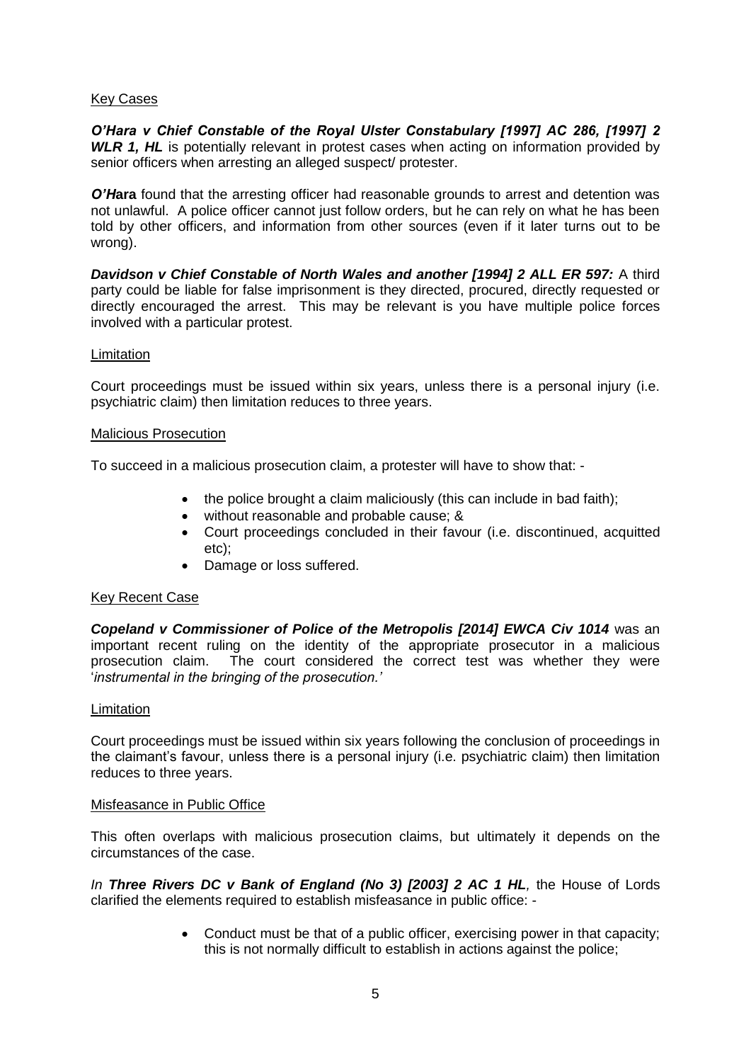## Key Cases

***O'Hara v Chief Constable of the Royal Ulster Constabulary [1997] AC 286, [1997] 2 WLR 1, HL*** is potentially relevant in protest cases when acting on information provided by senior officers when arresting an alleged suspect/ protester.

***O'Hara*** found that the arresting officer had reasonable grounds to arrest and detention was not unlawful. A police officer cannot just follow orders, but he can rely on what he has been told by other officers, and information from other sources (even if it later turns out to be wrong).

***Davidson v Chief Constable of North Wales and another [1994] 2 ALL ER 597:*** A third party could be liable for false imprisonment is they directed, procured, directly requested or directly encouraged the arrest. This may be relevant is you have multiple police forces involved with a particular protest.

## Limitation

Court proceedings must be issued within six years, unless there is a personal injury (i.e. psychiatric claim) then limitation reduces to three years.

## Malicious Prosecution

To succeed in a malicious prosecution claim, a protester will have to show that: -

- the police brought a claim maliciously (this can include in bad faith);
- without reasonable and probable cause; &
- Court proceedings concluded in their favour (i.e. discontinued, acquitted etc);
- Damage or loss suffered.

## Key Recent Case

***Copeland v Commissioner of Police of the Metropolis [2014] EWCA Civ 1014*** was an important recent ruling on the identity of the appropriate prosecutor in a malicious prosecution claim. The court considered the correct test was whether they were '*instrumental in the bringing of the prosecution.*'

## Limitation

Court proceedings must be issued within six years following the conclusion of proceedings in the claimant's favour, unless there is a personal injury (i.e. psychiatric claim) then limitation reduces to three years.

## Misfeasance in Public Office

This often overlaps with malicious prosecution claims, but ultimately it depends on the circumstances of the case.

*In* ***Three Rivers DC v Bank of England (No 3) [2003] 2 AC 1 HL****,* the House of Lords clarified the elements required to establish misfeasance in public office: -

- Conduct must be that of a public officer, exercising power in that capacity; this is not normally difficult to establish in actions against the police;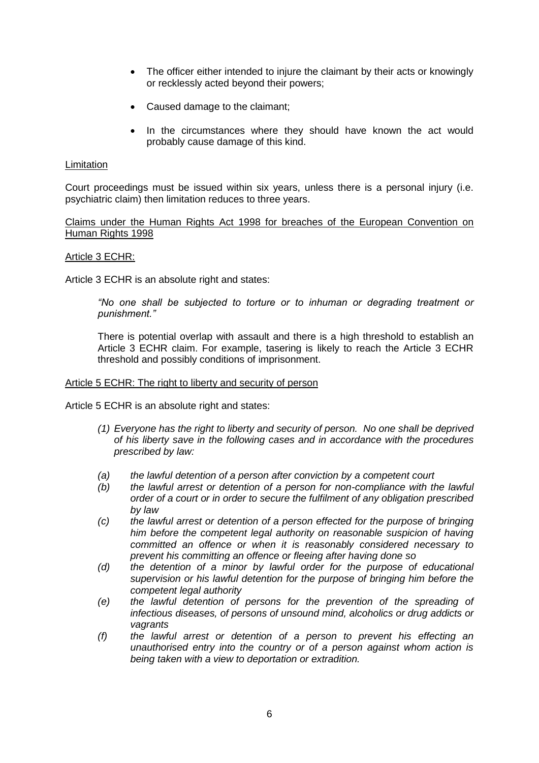- The officer either intended to injure the claimant by their acts or knowingly or recklessly acted beyond their powers;
- Caused damage to the claimant;
- In the circumstances where they should have known the act would probably cause damage of this kind.

Limitation

Court proceedings must be issued within six years, unless there is a personal injury (i.e. psychiatric claim) then limitation reduces to three years.

Claims under the Human Rights Act 1998 for breaches of the European Convention on Human Rights 1998

Article 3 ECHR:

Article 3 ECHR is an absolute right and states:

> *"No one shall be subjected to torture or to inhuman or degrading treatment or punishment."*
>
> There is potential overlap with assault and there is a high threshold to establish an Article 3 ECHR claim. For example, tasering is likely to reach the Article 3 ECHR threshold and possibly conditions of imprisonment.

Article 5 ECHR: The right to liberty and security of person

Article 5 ECHR is an absolute right and states:

> *(1) Everyone has the right to liberty and security of person. No one shall be deprived of his liberty save in the following cases and in accordance with the procedures prescribed by law:*
>
> *(a) the lawful detention of a person after conviction by a competent court*
>
> *(b) the lawful arrest or detention of a person for non-compliance with the lawful order of a court or in order to secure the fulfilment of any obligation prescribed by law*
>
> *(c) the lawful arrest or detention of a person effected for the purpose of bringing him before the competent legal authority on reasonable suspicion of having committed an offence or when it is reasonably considered necessary to prevent his committing an offence or fleeing after having done so*
>
> *(d) the detention of a minor by lawful order for the purpose of educational supervision or his lawful detention for the purpose of bringing him before the competent legal authority*
>
> *(e) the lawful detention of persons for the prevention of the spreading of infectious diseases, of persons of unsound mind, alcoholics or drug addicts or vagrants*
>
> *(f) the lawful arrest or detention of a person to prevent his effecting an unauthorised entry into the country or of a person against whom action is being taken with a view to deportation or extradition.*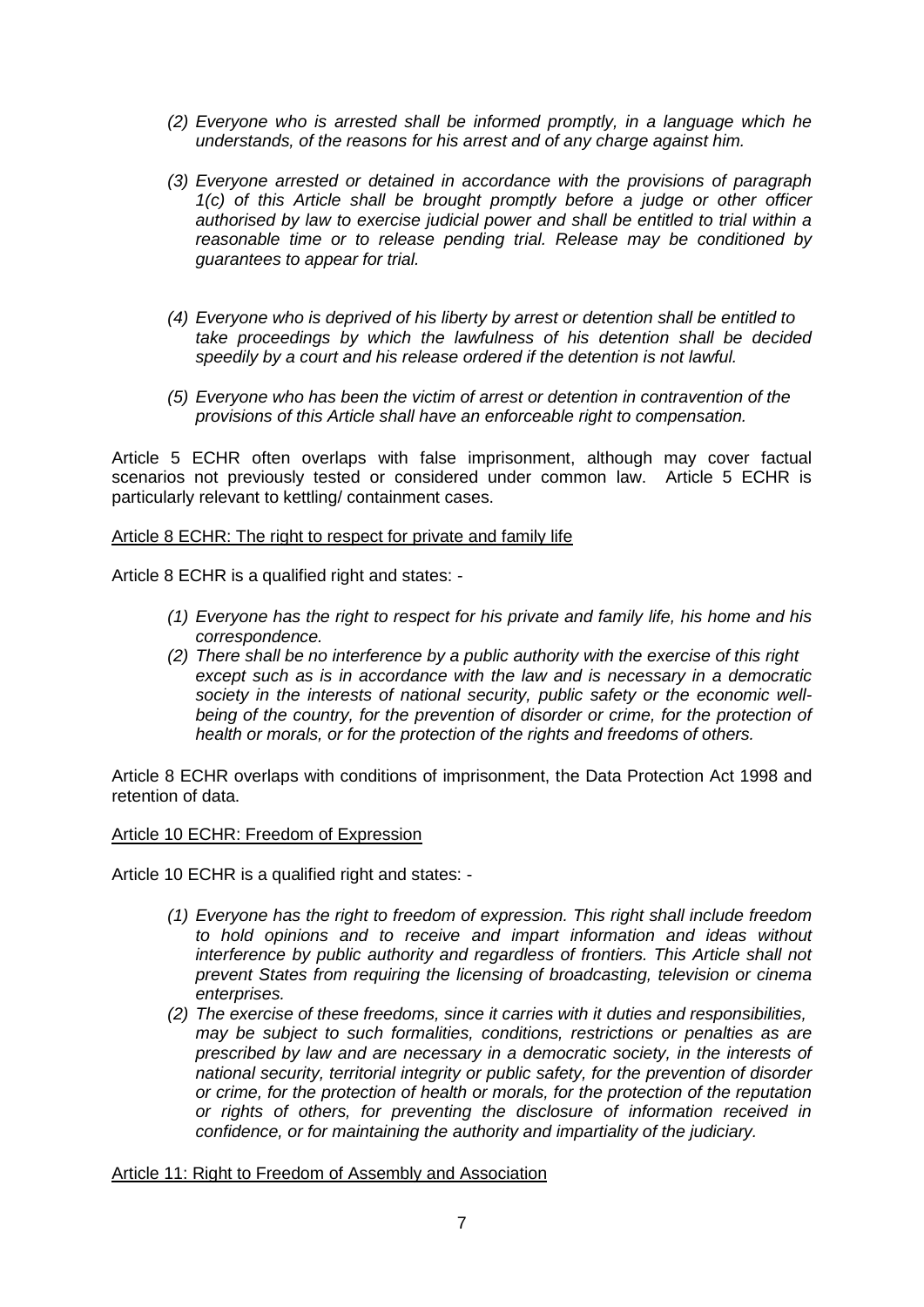*(2) Everyone who is arrested shall be informed promptly, in a language which he understands, of the reasons for his arrest and of any charge against him.*

*(3) Everyone arrested or detained in accordance with the provisions of paragraph 1(c) of this Article shall be brought promptly before a judge or other officer authorised by law to exercise judicial power and shall be entitled to trial within a reasonable time or to release pending trial. Release may be conditioned by guarantees to appear for trial.*

*(4) Everyone who is deprived of his liberty by arrest or detention shall be entitled to take proceedings by which the lawfulness of his detention shall be decided speedily by a court and his release ordered if the detention is not lawful.*

*(5) Everyone who has been the victim of arrest or detention in contravention of the provisions of this Article shall have an enforceable right to compensation.*

Article 5 ECHR often overlaps with false imprisonment, although may cover factual scenarios not previously tested or considered under common law. Article 5 ECHR is particularly relevant to kettling/ containment cases.

<u>Article 8 ECHR: The right to respect for private and family life</u>

Article 8 ECHR is a qualified right and states: -

*(1) Everyone has the right to respect for his private and family life, his home and his correspondence.*

*(2) There shall be no interference by a public authority with the exercise of this right except such as is in accordance with the law and is necessary in a democratic society in the interests of national security, public safety or the economic well-being of the country, for the prevention of disorder or crime, for the protection of health or morals, or for the protection of the rights and freedoms of others.*

Article 8 ECHR overlaps with conditions of imprisonment, the Data Protection Act 1998 and retention of data.

<u>Article 10 ECHR: Freedom of Expression</u>

Article 10 ECHR is a qualified right and states: -

*(1) Everyone has the right to freedom of expression. This right shall include freedom to hold opinions and to receive and impart information and ideas without interference by public authority and regardless of frontiers. This Article shall not prevent States from requiring the licensing of broadcasting, television or cinema enterprises.*

*(2) The exercise of these freedoms, since it carries with it duties and responsibilities, may be subject to such formalities, conditions, restrictions or penalties as are prescribed by law and are necessary in a democratic society, in the interests of national security, territorial integrity or public safety, for the prevention of disorder or crime, for the protection of health or morals, for the protection of the reputation or rights of others, for preventing the disclosure of information received in confidence, or for maintaining the authority and impartiality of the judiciary.*

<u>Article 11: Right to Freedom of Assembly and Association</u>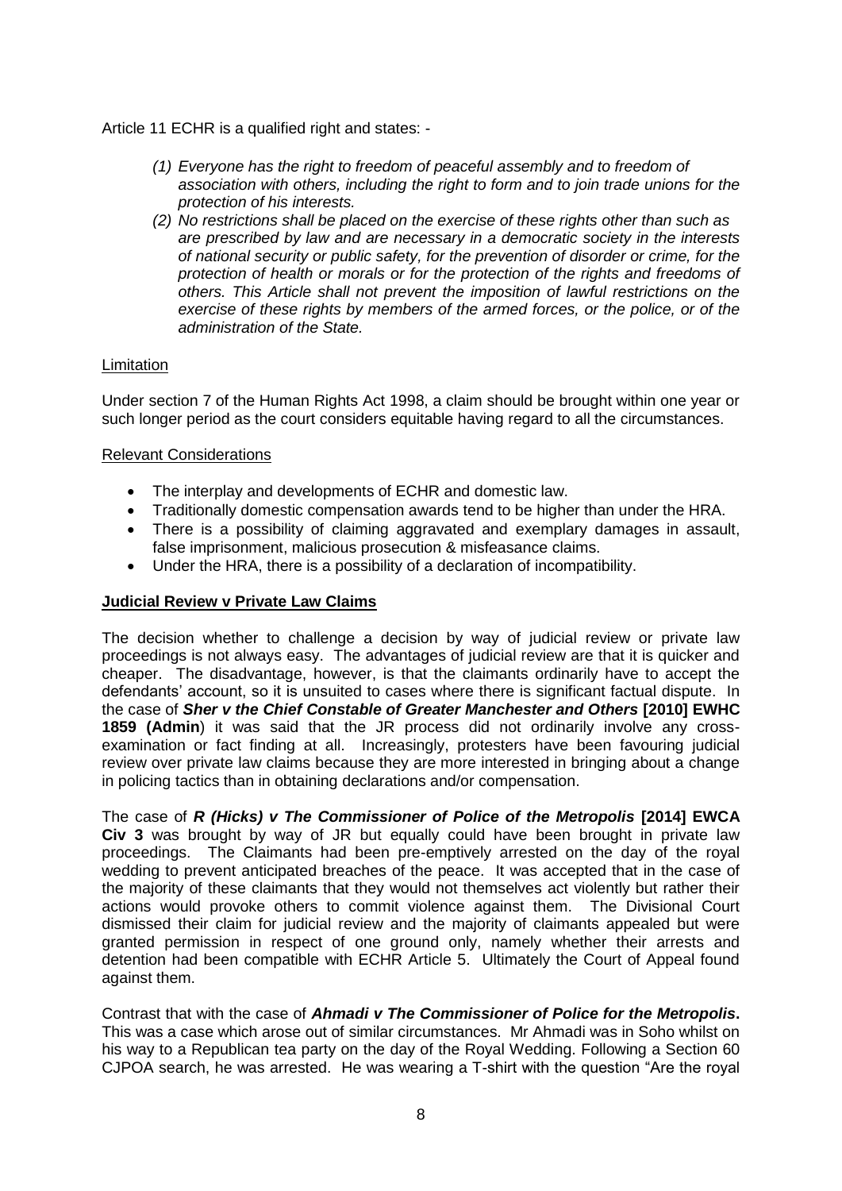Article 11 ECHR is a qualified right and states: -

*(1) Everyone has the right to freedom of peaceful assembly and to freedom of association with others, including the right to form and to join trade unions for the protection of his interests.*

*(2) No restrictions shall be placed on the exercise of these rights other than such as are prescribed by law and are necessary in a democratic society in the interests of national security or public safety, for the prevention of disorder or crime, for the protection of health or morals or for the protection of the rights and freedoms of others. This Article shall not prevent the imposition of lawful restrictions on the exercise of these rights by members of the armed forces, or the police, or of the administration of the State.*

<u>Limitation</u>

Under section 7 of the Human Rights Act 1998, a claim should be brought within one year or such longer period as the court considers equitable having regard to all the circumstances.

<u>Relevant Considerations</u>

- The interplay and developments of ECHR and domestic law.
- Traditionally domestic compensation awards tend to be higher than under the HRA.
- There is a possibility of claiming aggravated and exemplary damages in assault, false imprisonment, malicious prosecution & misfeasance claims.
- Under the HRA, there is a possibility of a declaration of incompatibility.

## Judicial Review v Private Law Claims

The decision whether to challenge a decision by way of judicial review or private law proceedings is not always easy. The advantages of judicial review are that it is quicker and cheaper. The disadvantage, however, is that the claimants ordinarily have to accept the defendants' account, so it is unsuited to cases where there is significant factual dispute. In the case of ***Sher v the Chief Constable of Greater Manchester and Others* [2010] EWHC 1859 (Admin**) it was said that the JR process did not ordinarily involve any cross-examination or fact finding at all. Increasingly, protesters have been favouring judicial review over private law claims because they are more interested in bringing about a change in policing tactics than in obtaining declarations and/or compensation.

The case of ***R (Hicks) v The Commissioner of Police of the Metropolis* [2014] EWCA Civ 3** was brought by way of JR but equally could have been brought in private law proceedings. The Claimants had been pre-emptively arrested on the day of the royal wedding to prevent anticipated breaches of the peace. It was accepted that in the case of the majority of these claimants that they would not themselves act violently but rather their actions would provoke others to commit violence against them. The Divisional Court dismissed their claim for judicial review and the majority of claimants appealed but were granted permission in respect of one ground only, namely whether their arrests and detention had been compatible with ECHR Article 5. Ultimately the Court of Appeal found against them.

Contrast that with the case of ***Ahmadi v The Commissioner of Police for the Metropolis*.** This was a case which arose out of similar circumstances. Mr Ahmadi was in Soho whilst on his way to a Republican tea party on the day of the Royal Wedding. Following a Section 60 CJPOA search, he was arrested. He was wearing a T-shirt with the question "Are the royal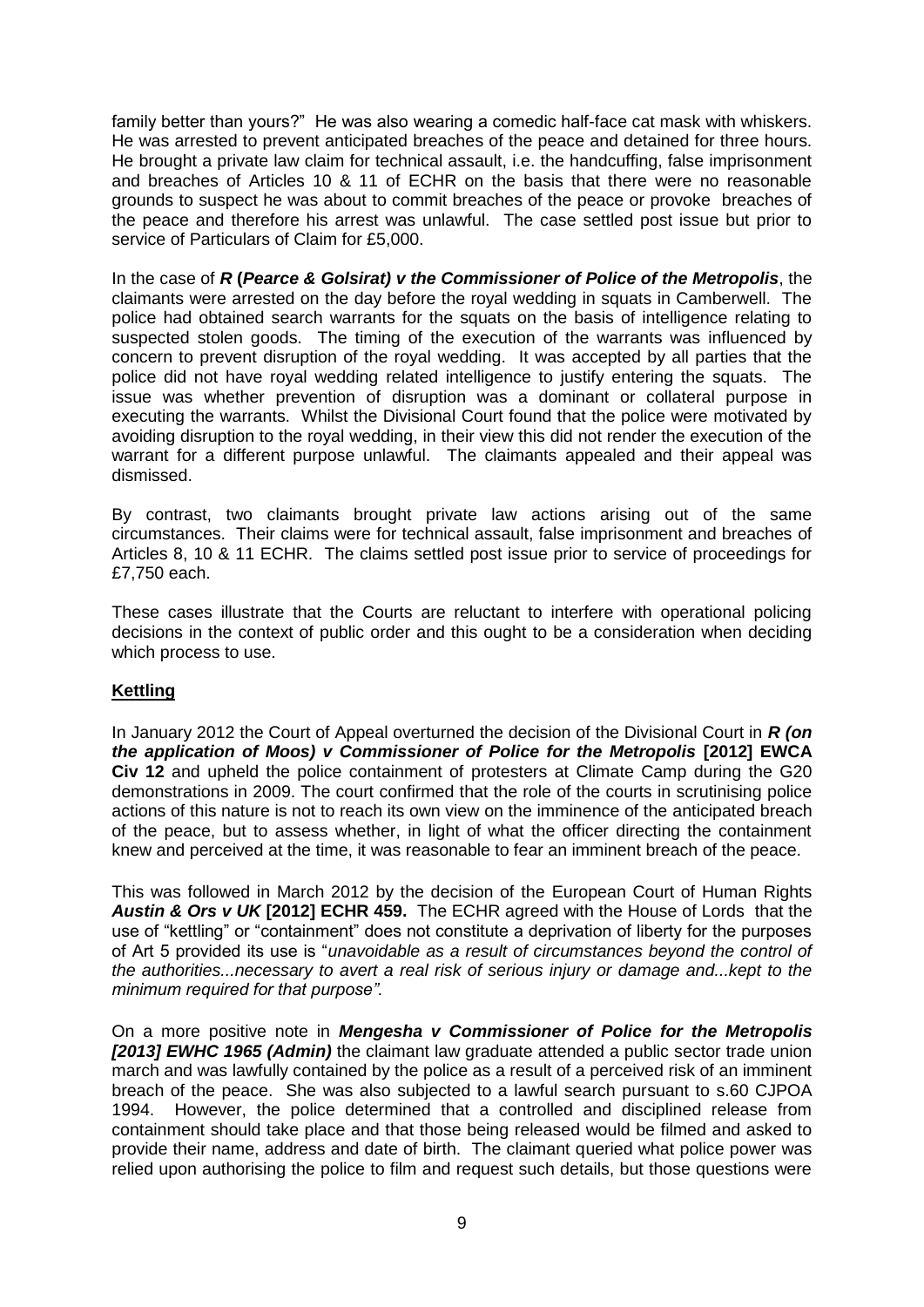family better than yours?" He was also wearing a comedic half-face cat mask with whiskers. He was arrested to prevent anticipated breaches of the peace and detained for three hours. He brought a private law claim for technical assault, i.e. the handcuffing, false imprisonment and breaches of Articles 10 & 11 of ECHR on the basis that there were no reasonable grounds to suspect he was about to commit breaches of the peace or provoke breaches of the peace and therefore his arrest was unlawful. The case settled post issue but prior to service of Particulars of Claim for £5,000.

In the case of ***R* (*Pearce & Golsirat) v the Commissioner of Police of the Metropolis***, the claimants were arrested on the day before the royal wedding in squats in Camberwell. The police had obtained search warrants for the squats on the basis of intelligence relating to suspected stolen goods. The timing of the execution of the warrants was influenced by concern to prevent disruption of the royal wedding. It was accepted by all parties that the police did not have royal wedding related intelligence to justify entering the squats. The issue was whether prevention of disruption was a dominant or collateral purpose in executing the warrants. Whilst the Divisional Court found that the police were motivated by avoiding disruption to the royal wedding, in their view this did not render the execution of the warrant for a different purpose unlawful. The claimants appealed and their appeal was dismissed.

By contrast, two claimants brought private law actions arising out of the same circumstances. Their claims were for technical assault, false imprisonment and breaches of Articles 8, 10 & 11 ECHR. The claims settled post issue prior to service of proceedings for £7,750 each.

These cases illustrate that the Courts are reluctant to interfere with operational policing decisions in the context of public order and this ought to be a consideration when deciding which process to use.

**Kettling**

In January 2012 the Court of Appeal overturned the decision of the Divisional Court in ***R (on the application of Moos) v Commissioner of Police for the Metropolis* [2012] EWCA Civ 12** and upheld the police containment of protesters at Climate Camp during the G20 demonstrations in 2009. The court confirmed that the role of the courts in scrutinising police actions of this nature is not to reach its own view on the imminence of the anticipated breach of the peace, but to assess whether, in light of what the officer directing the containment knew and perceived at the time, it was reasonable to fear an imminent breach of the peace.

This was followed in March 2012 by the decision of the European Court of Human Rights ***Austin & Ors v UK* [2012] ECHR 459.** The ECHR agreed with the House of Lords that the use of "kettling" or "containment" does not constitute a deprivation of liberty for the purposes of Art 5 provided its use is "*unavoidable as a result of circumstances beyond the control of the authorities...necessary to avert a real risk of serious injury or damage and...kept to the minimum required for that purpose".*

On a more positive note in ***Mengesha v Commissioner of Police for the Metropolis [2013] EWHC 1965 (Admin)*** the claimant law graduate attended a public sector trade union march and was lawfully contained by the police as a result of a perceived risk of an imminent breach of the peace. She was also subjected to a lawful search pursuant to s.60 CJPOA 1994. However, the police determined that a controlled and disciplined release from containment should take place and that those being released would be filmed and asked to provide their name, address and date of birth. The claimant queried what police power was relied upon authorising the police to film and request such details, but those questions were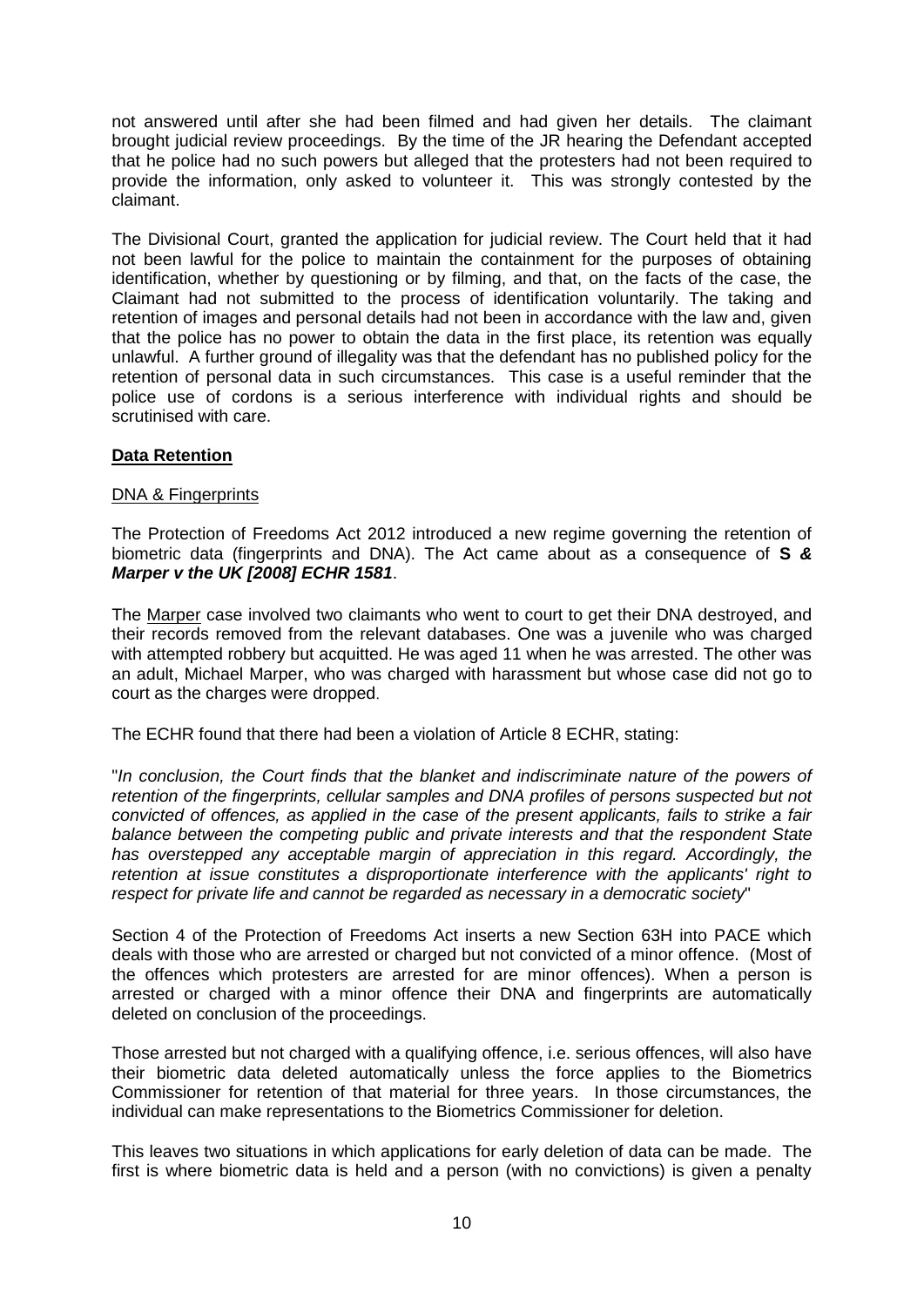not answered until after she had been filmed and had given her details. The claimant brought judicial review proceedings. By the time of the JR hearing the Defendant accepted that he police had no such powers but alleged that the protesters had not been required to provide the information, only asked to volunteer it. This was strongly contested by the claimant.

The Divisional Court, granted the application for judicial review. The Court held that it had not been lawful for the police to maintain the containment for the purposes of obtaining identification, whether by questioning or by filming, and that, on the facts of the case, the Claimant had not submitted to the process of identification voluntarily. The taking and retention of images and personal details had not been in accordance with the law and, given that the police has no power to obtain the data in the first place, its retention was equally unlawful. A further ground of illegality was that the defendant has no published policy for the retention of personal data in such circumstances. This case is a useful reminder that the police use of cordons is a serious interference with individual rights and should be scrutinised with care.

**Data Retention**

DNA & Fingerprints

The Protection of Freedoms Act 2012 introduced a new regime governing the retention of biometric data (fingerprints and DNA). The Act came about as a consequence of ***S & Marper v the UK [2008] ECHR 1581***.

The Marper case involved two claimants who went to court to get their DNA destroyed, and their records removed from the relevant databases. One was a juvenile who was charged with attempted robbery but acquitted. He was aged 11 when he was arrested. The other was an adult, Michael Marper, who was charged with harassment but whose case did not go to court as the charges were dropped.

The ECHR found that there had been a violation of Article 8 ECHR, stating:

"*In conclusion, the Court finds that the blanket and indiscriminate nature of the powers of retention of the fingerprints, cellular samples and DNA profiles of persons suspected but not convicted of offences, as applied in the case of the present applicants, fails to strike a fair balance between the competing public and private interests and that the respondent State has overstepped any acceptable margin of appreciation in this regard. Accordingly, the retention at issue constitutes a disproportionate interference with the applicants' right to respect for private life and cannot be regarded as necessary in a democratic society*"

Section 4 of the Protection of Freedoms Act inserts a new Section 63H into PACE which deals with those who are arrested or charged but not convicted of a minor offence. (Most of the offences which protesters are arrested for are minor offences). When a person is arrested or charged with a minor offence their DNA and fingerprints are automatically deleted on conclusion of the proceedings.

Those arrested but not charged with a qualifying offence, i.e. serious offences, will also have their biometric data deleted automatically unless the force applies to the Biometrics Commissioner for retention of that material for three years. In those circumstances, the individual can make representations to the Biometrics Commissioner for deletion.

This leaves two situations in which applications for early deletion of data can be made. The first is where biometric data is held and a person (with no convictions) is given a penalty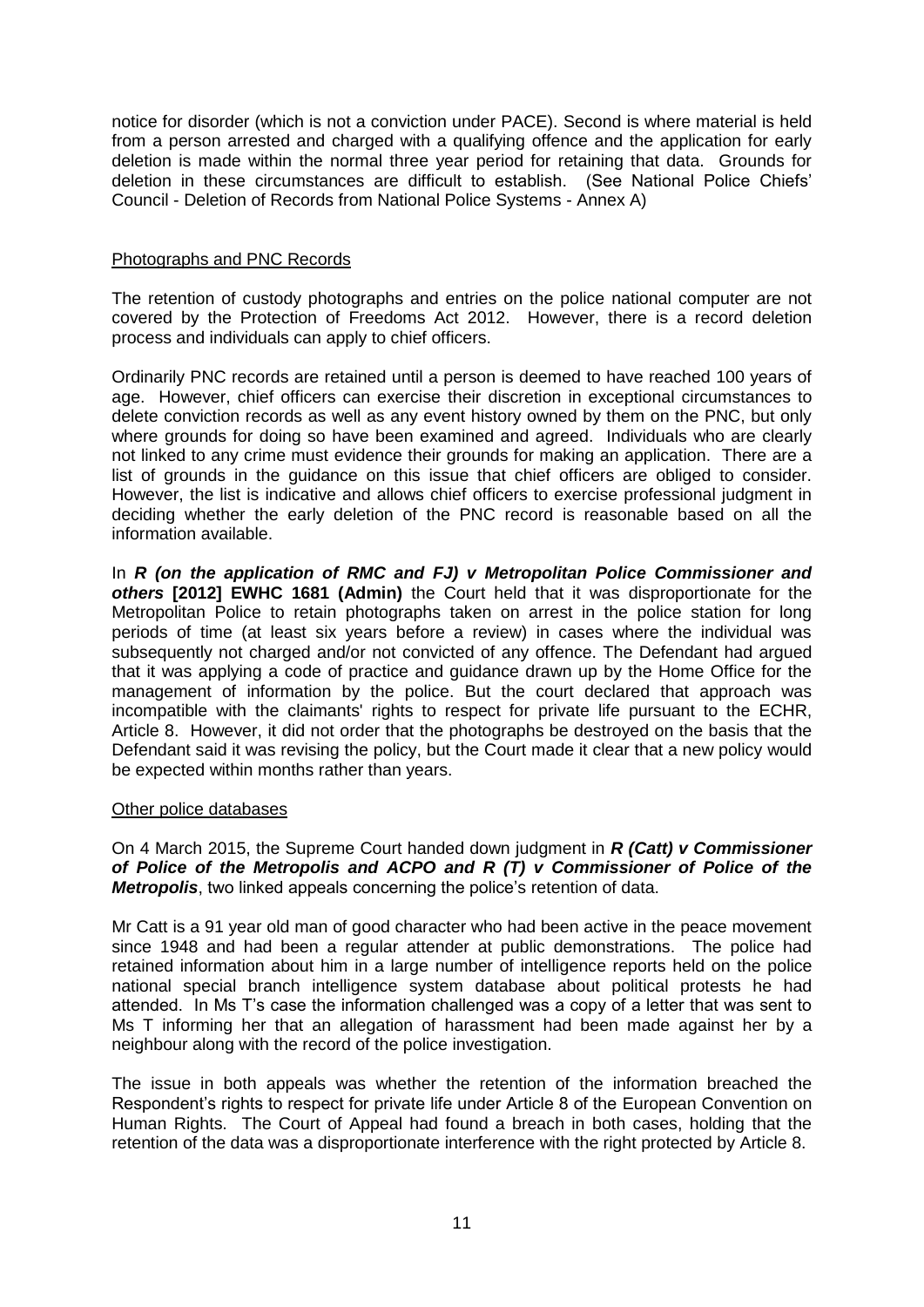notice for disorder (which is not a conviction under PACE). Second is where material is held from a person arrested and charged with a qualifying offence and the application for early deletion is made within the normal three year period for retaining that data. Grounds for deletion in these circumstances are difficult to establish. (See National Police Chiefs' Council - Deletion of Records from National Police Systems - Annex A)

Photographs and PNC Records

The retention of custody photographs and entries on the police national computer are not covered by the Protection of Freedoms Act 2012. However, there is a record deletion process and individuals can apply to chief officers.

Ordinarily PNC records are retained until a person is deemed to have reached 100 years of age. However, chief officers can exercise their discretion in exceptional circumstances to delete conviction records as well as any event history owned by them on the PNC, but only where grounds for doing so have been examined and agreed. Individuals who are clearly not linked to any crime must evidence their grounds for making an application. There are a list of grounds in the guidance on this issue that chief officers are obliged to consider. However, the list is indicative and allows chief officers to exercise professional judgment in deciding whether the early deletion of the PNC record is reasonable based on all the information available.

In ***R (on the application of RMC and FJ) v Metropolitan Police Commissioner and others*** **[2012] EWHC 1681 (Admin)** the Court held that it was disproportionate for the Metropolitan Police to retain photographs taken on arrest in the police station for long periods of time (at least six years before a review) in cases where the individual was subsequently not charged and/or not convicted of any offence. The Defendant had argued that it was applying a code of practice and guidance drawn up by the Home Office for the management of information by the police. But the court declared that approach was incompatible with the claimants' rights to respect for private life pursuant to the ECHR, Article 8. However, it did not order that the photographs be destroyed on the basis that the Defendant said it was revising the policy, but the Court made it clear that a new policy would be expected within months rather than years.

Other police databases

On 4 March 2015, the Supreme Court handed down judgment in ***R (Catt) v Commissioner of Police of the Metropolis and ACPO and R (T) v Commissioner of Police of the Metropolis***, two linked appeals concerning the police's retention of data.

Mr Catt is a 91 year old man of good character who had been active in the peace movement since 1948 and had been a regular attender at public demonstrations. The police had retained information about him in a large number of intelligence reports held on the police national special branch intelligence system database about political protests he had attended. In Ms T's case the information challenged was a copy of a letter that was sent to Ms T informing her that an allegation of harassment had been made against her by a neighbour along with the record of the police investigation.

The issue in both appeals was whether the retention of the information breached the Respondent's rights to respect for private life under Article 8 of the European Convention on Human Rights. The Court of Appeal had found a breach in both cases, holding that the retention of the data was a disproportionate interference with the right protected by Article 8.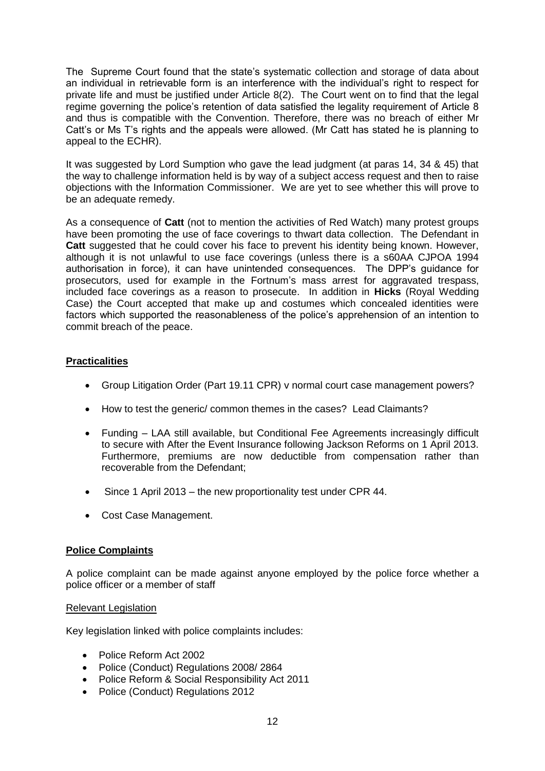The Supreme Court found that the state's systematic collection and storage of data about an individual in retrievable form is an interference with the individual's right to respect for private life and must be justified under Article 8(2). The Court went on to find that the legal regime governing the police's retention of data satisfied the legality requirement of Article 8 and thus is compatible with the Convention. Therefore, there was no breach of either Mr Catt's or Ms T's rights and the appeals were allowed. (Mr Catt has stated he is planning to appeal to the ECHR).

It was suggested by Lord Sumption who gave the lead judgment (at paras 14, 34 & 45) that the way to challenge information held is by way of a subject access request and then to raise objections with the Information Commissioner. We are yet to see whether this will prove to be an adequate remedy.

As a consequence of **Catt** (not to mention the activities of Red Watch) many protest groups have been promoting the use of face coverings to thwart data collection. The Defendant in **Catt** suggested that he could cover his face to prevent his identity being known. However, although it is not unlawful to use face coverings (unless there is a s60AA CJPOA 1994 authorisation in force), it can have unintended consequences. The DPP's guidance for prosecutors, used for example in the Fortnum's mass arrest for aggravated trespass, included face coverings as a reason to prosecute. In addition in **Hicks** (Royal Wedding Case) the Court accepted that make up and costumes which concealed identities were factors which supported the reasonableness of the police's apprehension of an intention to commit breach of the peace.

## Practicalities

- Group Litigation Order (Part 19.11 CPR) v normal court case management powers?
- How to test the generic/ common themes in the cases? Lead Claimants?
- Funding – LAA still available, but Conditional Fee Agreements increasingly difficult to secure with After the Event Insurance following Jackson Reforms on 1 April 2013. Furthermore, premiums are now deductible from compensation rather than recoverable from the Defendant;
- Since 1 April 2013 – the new proportionality test under CPR 44.
- Cost Case Management.

## Police Complaints

A police complaint can be made against anyone employed by the police force whether a police officer or a member of staff

### Relevant Legislation

Key legislation linked with police complaints includes:

- Police Reform Act 2002
- Police (Conduct) Regulations 2008/ 2864
- Police Reform & Social Responsibility Act 2011
- Police (Conduct) Regulations 2012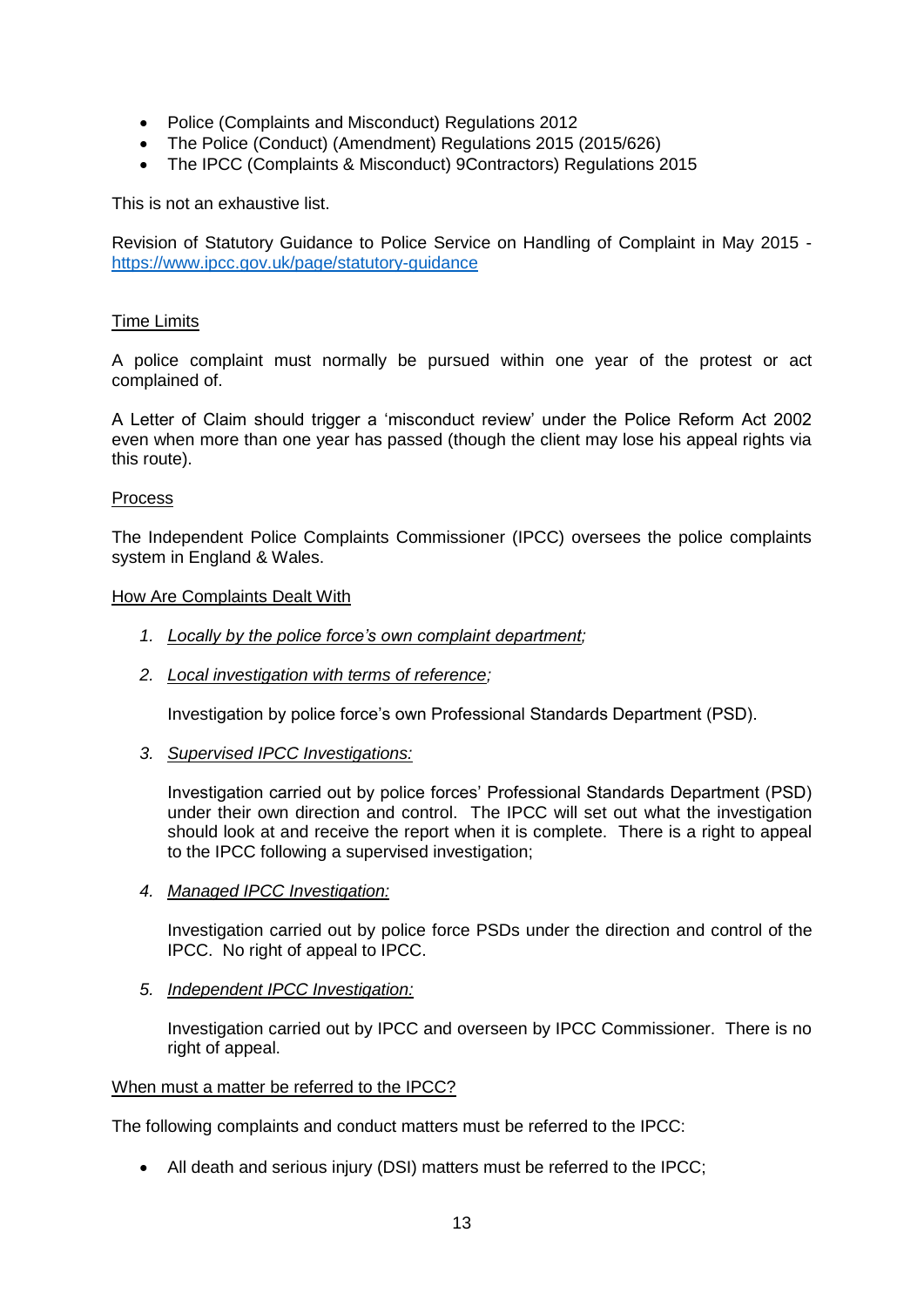- Police (Complaints and Misconduct) Regulations 2012
- The Police (Conduct) (Amendment) Regulations 2015 (2015/626)
- The IPCC (Complaints & Misconduct) 9Contractors) Regulations 2015

This is not an exhaustive list.

Revision of Statutory Guidance to Police Service on Handling of Complaint in May 2015 - [https://www.ipcc.gov.uk/page/statutory-guidance](https://www.ipcc.gov.uk/page/statutory-guidance)

<u>Time Limits</u>

A police complaint must normally be pursued within one year of the protest or act complained of.

A Letter of Claim should trigger a 'misconduct review' under the Police Reform Act 2002 even when more than one year has passed (though the client may lose his appeal rights via this route).

<u>Process</u>

The Independent Police Complaints Commissioner (IPCC) oversees the police complaints system in England & Wales.

<u>How Are Complaints Dealt With</u>

1. *<u>Locally by the police force's own complaint department</u>;*

2. *<u>Local investigation with terms of reference</u>;*

   Investigation by police force's own Professional Standards Department (PSD).

3. *<u>Supervised IPCC Investigations:</u>*

   Investigation carried out by police forces' Professional Standards Department (PSD) under their own direction and control. The IPCC will set out what the investigation should look at and receive the report when it is complete. There is a right to appeal to the IPCC following a supervised investigation;

4. *<u>Managed IPCC Investigation:</u>*

   Investigation carried out by police force PSDs under the direction and control of the IPCC. No right of appeal to IPCC.

5. *<u>Independent IPCC Investigation:</u>*

   Investigation carried out by IPCC and overseen by IPCC Commissioner. There is no right of appeal.

<u>When must a matter be referred to the IPCC?</u>

The following complaints and conduct matters must be referred to the IPCC:

- All death and serious injury (DSI) matters must be referred to the IPCC;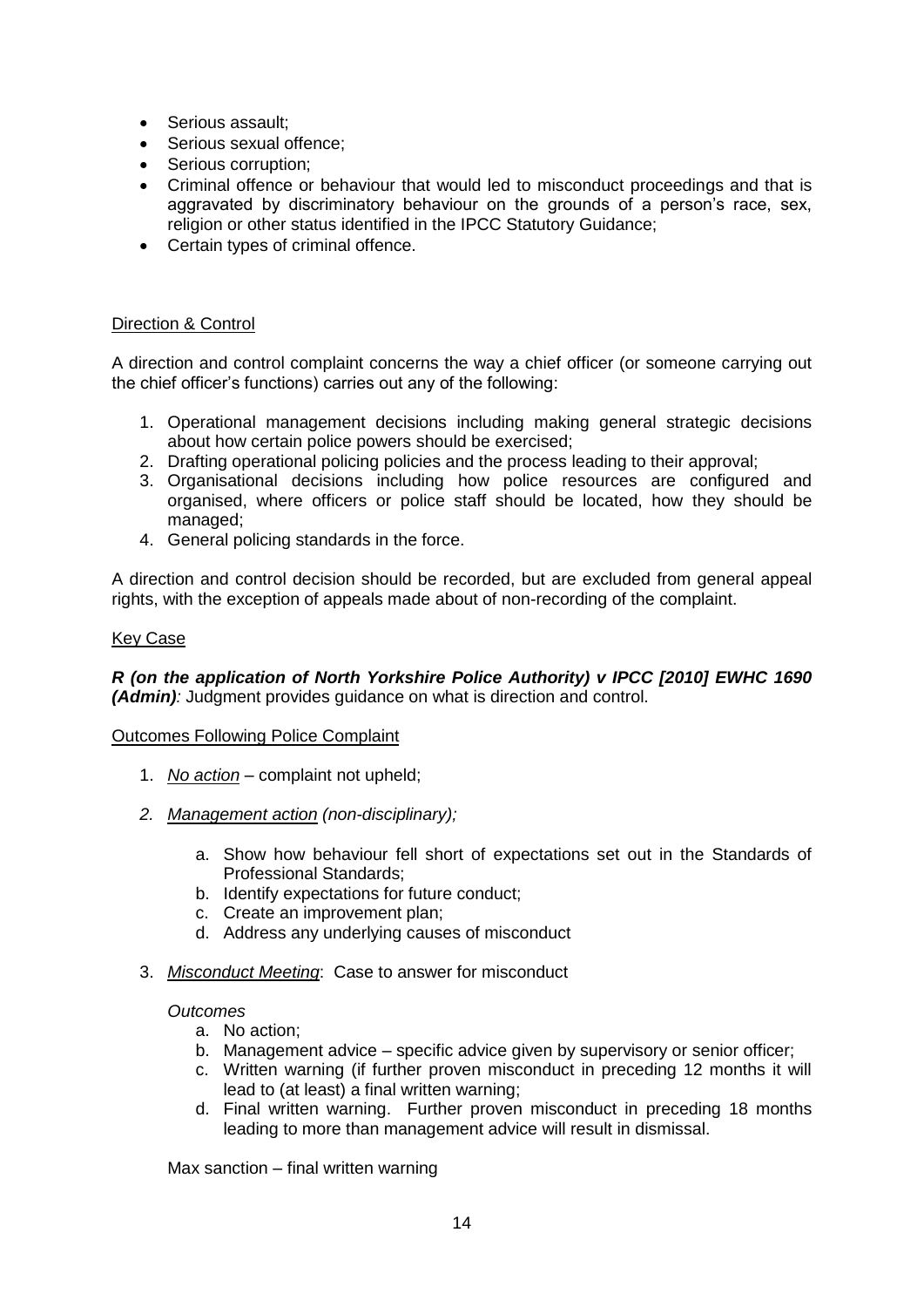- Serious assault;
- Serious sexual offence;
- Serious corruption;
- Criminal offence or behaviour that would led to misconduct proceedings and that is aggravated by discriminatory behaviour on the grounds of a person's race, sex, religion or other status identified in the IPCC Statutory Guidance;
- Certain types of criminal offence.

<u>Direction & Control</u>

A direction and control complaint concerns the way a chief officer (or someone carrying out the chief officer's functions) carries out any of the following:

1. Operational management decisions including making general strategic decisions about how certain police powers should be exercised;
2. Drafting operational policing policies and the process leading to their approval;
3. Organisational decisions including how police resources are configured and organised, where officers or police staff should be located, how they should be managed;
4. General policing standards in the force.

A direction and control decision should be recorded, but are excluded from general appeal rights, with the exception of appeals made about of non-recording of the complaint.

<u>Key Case</u>

***R (on the application of North Yorkshire Police Authority) v IPCC [2010] EWHC 1690 (Admin)****:* Judgment provides guidance on what is direction and control.

<u>Outcomes Following Police Complaint</u>

1. *<u>No action</u>* – complaint not upheld;
2. *<u>Management action</u> (non-disciplinary);*
   a. Show how behaviour fell short of expectations set out in the Standards of Professional Standards;
   b. Identify expectations for future conduct;
   c. Create an improvement plan;
   d. Address any underlying causes of misconduct
3. *<u>Misconduct Meeting</u>*: Case to answer for misconduct

   *Outcomes*
   a. No action;
   b. Management advice – specific advice given by supervisory or senior officer;
   c. Written warning (if further proven misconduct in preceding 12 months it will lead to (at least) a final written warning;
   d. Final written warning. Further proven misconduct in preceding 18 months leading to more than management advice will result in dismissal.

   Max sanction – final written warning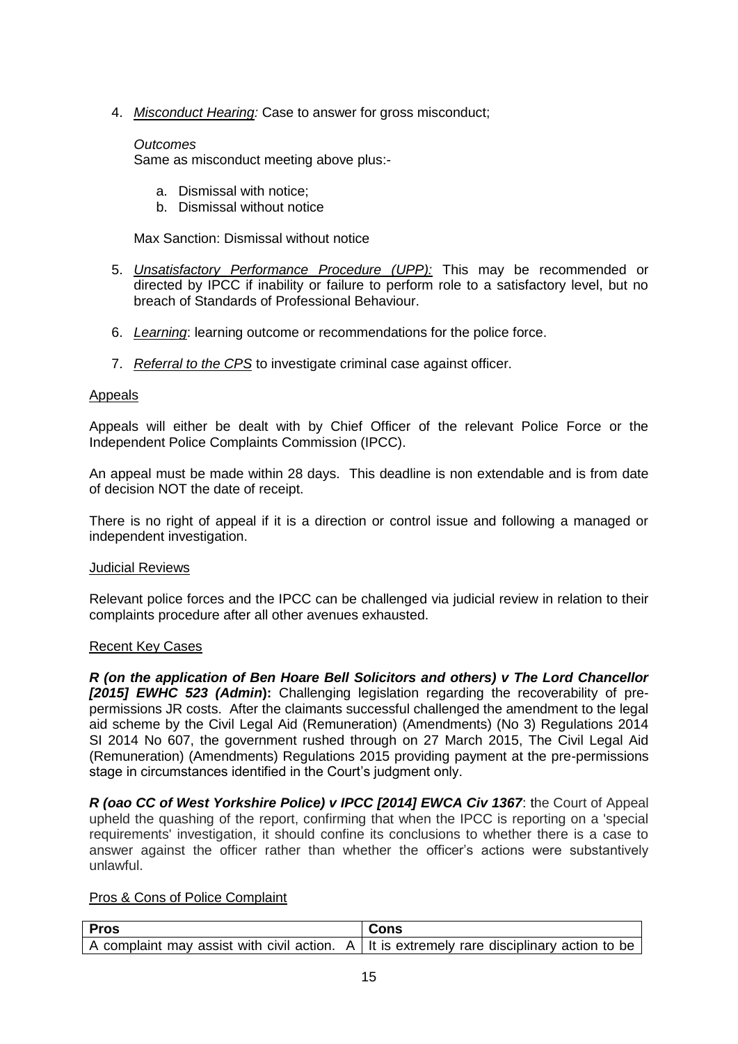4. *Misconduct Hearing:* Case to answer for gross misconduct;

   *Outcomes*
   Same as misconduct meeting above plus:-

   a. Dismissal with notice;
   b. Dismissal without notice

   Max Sanction: Dismissal without notice

5. *Unsatisfactory Performance Procedure (UPP):* This may be recommended or directed by IPCC if inability or failure to perform role to a satisfactory level, but no breach of Standards of Professional Behaviour.

6. *Learning*: learning outcome or recommendations for the police force.

7. *Referral to the CPS* to investigate criminal case against officer.

Appeals

Appeals will either be dealt with by Chief Officer of the relevant Police Force or the Independent Police Complaints Commission (IPCC).

An appeal must be made within 28 days. This deadline is non extendable and is from date of decision NOT the date of receipt.

There is no right of appeal if it is a direction or control issue and following a managed or independent investigation.

Judicial Reviews

Relevant police forces and the IPCC can be challenged via judicial review in relation to their complaints procedure after all other avenues exhausted.

Recent Key Cases

***R (on the application of Ben Hoare Bell Solicitors and others) v The Lord Chancellor [2015] EWHC 523 (Admin)*:** Challenging legislation regarding the recoverability of pre-permissions JR costs. After the claimants successful challenged the amendment to the legal aid scheme by the Civil Legal Aid (Remuneration) (Amendments) (No 3) Regulations 2014 SI 2014 No 607, the government rushed through on 27 March 2015, The Civil Legal Aid (Remuneration) (Amendments) Regulations 2015 providing payment at the pre-permissions stage in circumstances identified in the Court's judgment only.

***R (oao CC of West Yorkshire Police) v IPCC [2014] EWCA Civ 1367***: the Court of Appeal upheld the quashing of the report, confirming that when the IPCC is reporting on a 'special requirements' investigation, it should confine its conclusions to whether there is a case to answer against the officer rather than whether the officer's actions were substantively unlawful.

Pros & Cons of Police Complaint

| Pros | Cons |
| --- | --- |
| A complaint may assist with civil action. A | It is extremely rare disciplinary action to be |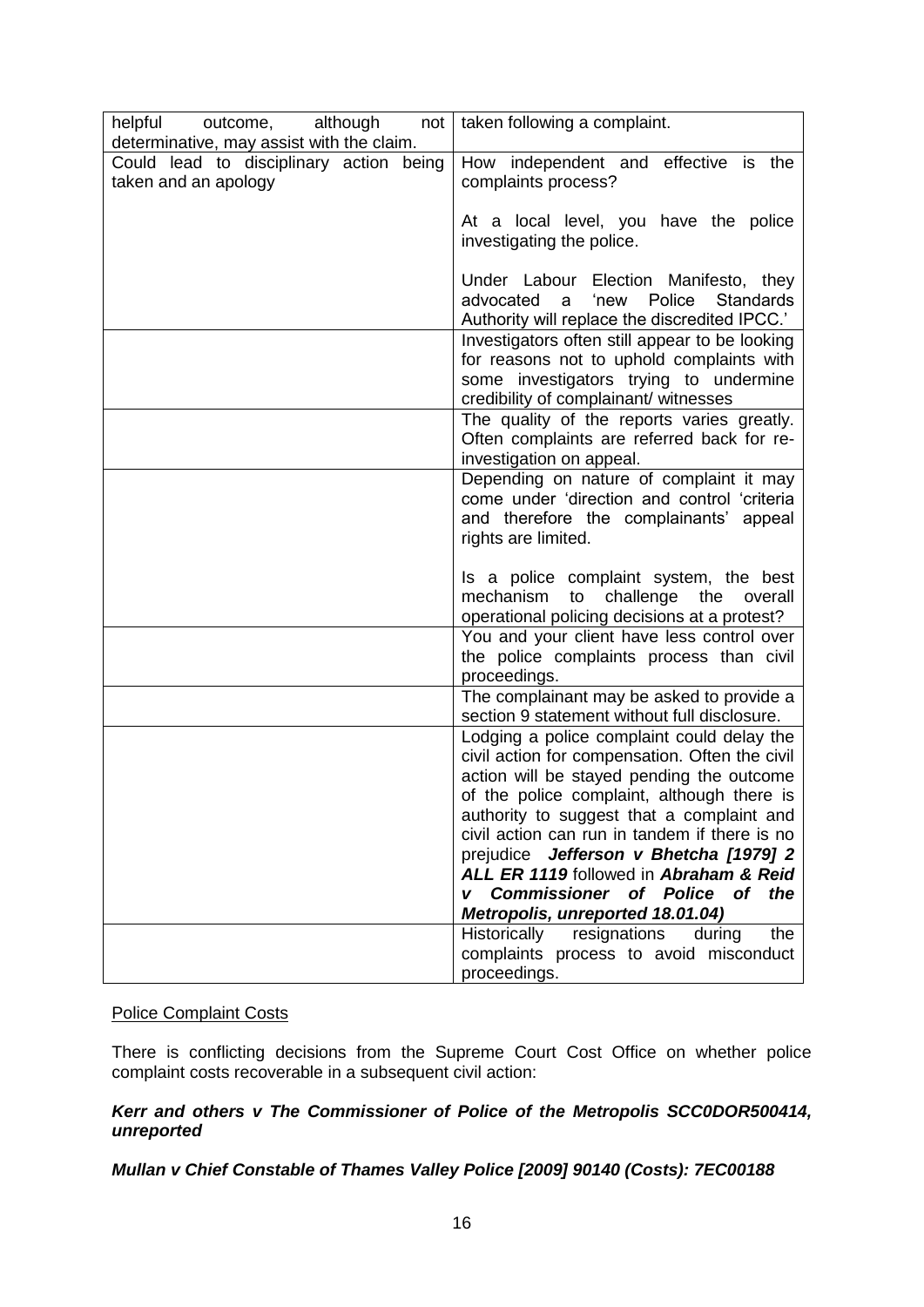| | |
|---|---|
| helpful outcome, although not determinative, may assist with the claim. | taken following a complaint. |
| Could lead to disciplinary action being taken and an apology | How independent and effective is the complaints process?<br><br>At a local level, you have the police investigating the police.<br><br>Under Labour Election Manifesto, they advocated a 'new Police Standards Authority will replace the discredited IPCC.' |
| | Investigators often still appear to be looking for reasons not to uphold complaints with some investigators trying to undermine credibility of complainant/ witnesses |
| | The quality of the reports varies greatly. Often complaints are referred back for re-investigation on appeal. |
| | Depending on nature of complaint it may come under 'direction and control 'criteria and therefore the complainants' appeal rights are limited.<br><br>Is a police complaint system, the best mechanism to challenge the overall operational policing decisions at a protest? |
| | You and your client have less control over the police complaints process than civil proceedings. |
| | The complainant may be asked to provide a section 9 statement without full disclosure. |
| | Lodging a police complaint could delay the civil action for compensation. Often the civil action will be stayed pending the outcome of the police complaint, although there is authority to suggest that a complaint and civil action can run in tandem if there is no prejudice ***Jefferson v Bhetcha [1979] 2 ALL ER 1119*** followed in ***Abraham & Reid v Commissioner of Police of the Metropolis, unreported 18.01.04)*** |
| | Historically resignations during the complaints process to avoid misconduct proceedings. |

<u>Police Complaint Costs</u>

There is conflicting decisions from the Supreme Court Cost Office on whether police complaint costs recoverable in a subsequent civil action:

***Kerr and others v The Commissioner of Police of the Metropolis SCC0DOR500414, unreported***

***Mullan v Chief Constable of Thames Valley Police [2009] 90140 (Costs): 7EC00188***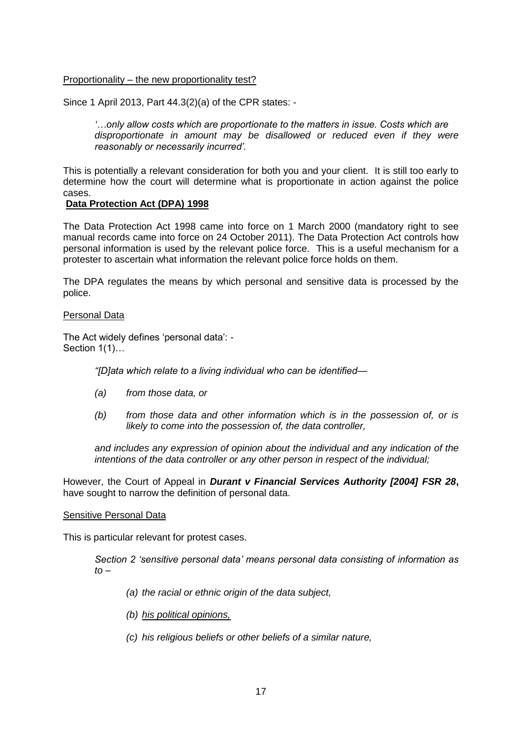Proportionality – the new proportionality test?

Since 1 April 2013, Part 44.3(2)(a) of the CPR states: -

> *'…only allow costs which are proportionate to the matters in issue. Costs which are disproportionate in amount may be disallowed or reduced even if they were reasonably or necessarily incurred'.*

This is potentially a relevant consideration for both you and your client. It is still too early to determine how the court will determine what is proportionate in action against the police cases.

**Data Protection Act (DPA) 1998**

The Data Protection Act 1998 came into force on 1 March 2000 (mandatory right to see manual records came into force on 24 October 2011). The Data Protection Act controls how personal information is used by the relevant police force. This is a useful mechanism for a protester to ascertain what information the relevant police force holds on them.

The DPA regulates the means by which personal and sensitive data is processed by the police.

Personal Data

The Act widely defines 'personal data': -
Section 1(1)…

> *"[D]ata which relate to a living individual who can be identified—*
>
> *(a) from those data, or*
>
> *(b) from those data and other information which is in the possession of, or is likely to come into the possession of, the data controller,*
>
> *and includes any expression of opinion about the individual and any indication of the intentions of the data controller or any other person in respect of the individual;*

However, the Court of Appeal in ***Durant v Financial Services Authority [2004] FSR 28***, have sought to narrow the definition of personal data.

Sensitive Personal Data

This is particular relevant for protest cases.

> *Section 2 'sensitive personal data' means personal data consisting of information as to –*
>
> *(a) the racial or ethnic origin of the data subject,*
>
> *(b) his political opinions,*
>
> *(c) his religious beliefs or other beliefs of a similar nature,*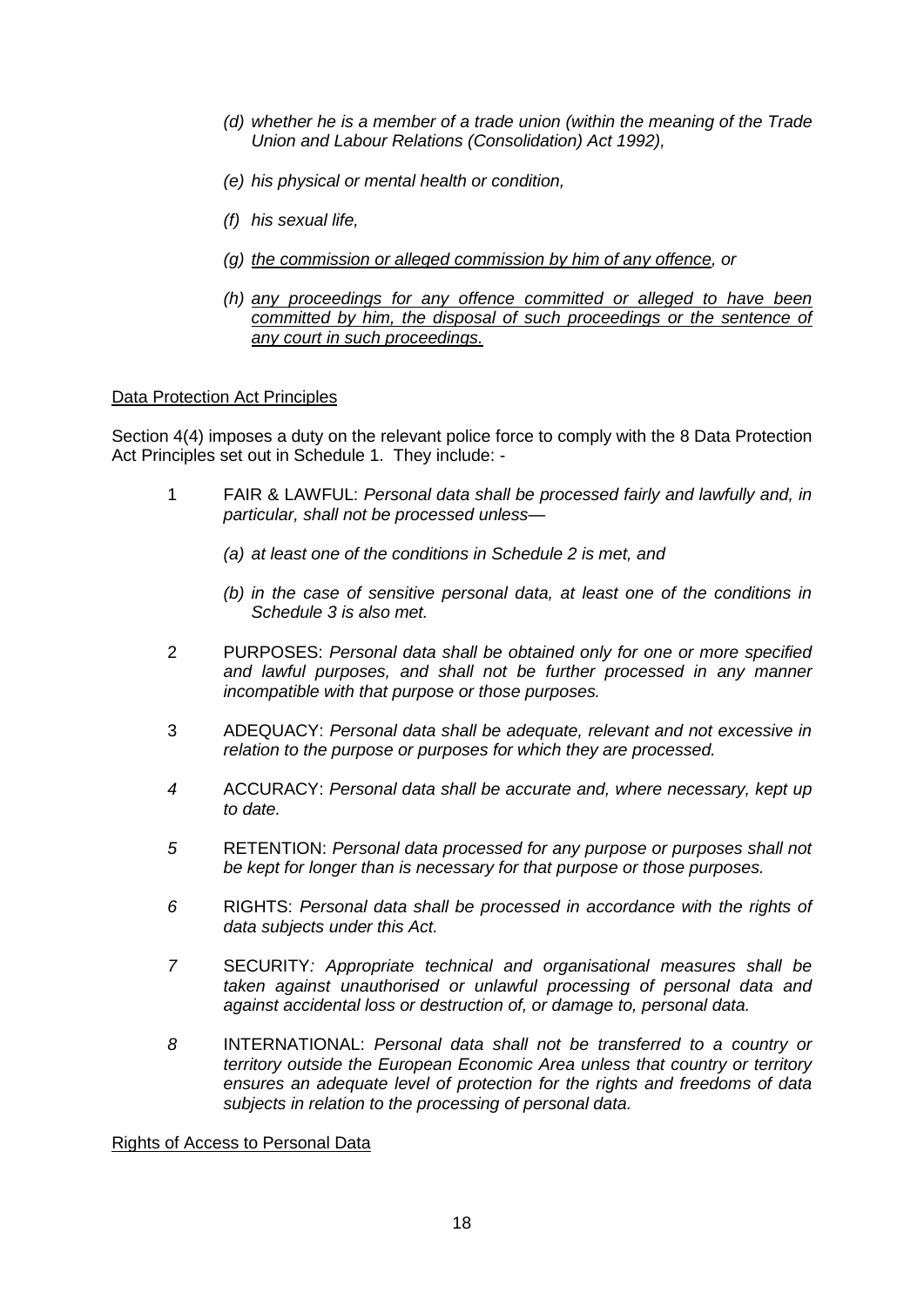*(d) whether he is a member of a trade union (within the meaning of the Trade Union and Labour Relations (Consolidation) Act 1992),*

*(e) his physical or mental health or condition,*

*(f) his sexual life,*

*(g) <u>the commission or alleged commission by him of any offence</u>, or*

*(h) <u>any proceedings for any offence committed or alleged to have been committed by him, the disposal of such proceedings or the sentence of any court in such proceedings.</u>*

<u>Data Protection Act Principles</u>

Section 4(4) imposes a duty on the relevant police force to comply with the 8 Data Protection Act Principles set out in Schedule 1. They include: -

1 FAIR & LAWFUL: *Personal data shall be processed fairly and lawfully and, in particular, shall not be processed unless—*

*(a) at least one of the conditions in Schedule 2 is met, and*

*(b) in the case of sensitive personal data, at least one of the conditions in Schedule 3 is also met.*

2 PURPOSES: *Personal data shall be obtained only for one or more specified and lawful purposes, and shall not be further processed in any manner incompatible with that purpose or those purposes.*

3 ADEQUACY: *Personal data shall be adequate, relevant and not excessive in relation to the purpose or purposes for which they are processed.*

*4* ACCURACY: *Personal data shall be accurate and, where necessary, kept up to date.*

*5* RETENTION: *Personal data processed for any purpose or purposes shall not be kept for longer than is necessary for that purpose or those purposes.*

*6* RIGHTS: *Personal data shall be processed in accordance with the rights of data subjects under this Act.*

*7* SECURITY*: Appropriate technical and organisational measures shall be taken against unauthorised or unlawful processing of personal data and against accidental loss or destruction of, or damage to, personal data.*

*8* INTERNATIONAL: *Personal data shall not be transferred to a country or territory outside the European Economic Area unless that country or territory ensures an adequate level of protection for the rights and freedoms of data subjects in relation to the processing of personal data.*

<u>Rights of Access to Personal Data</u>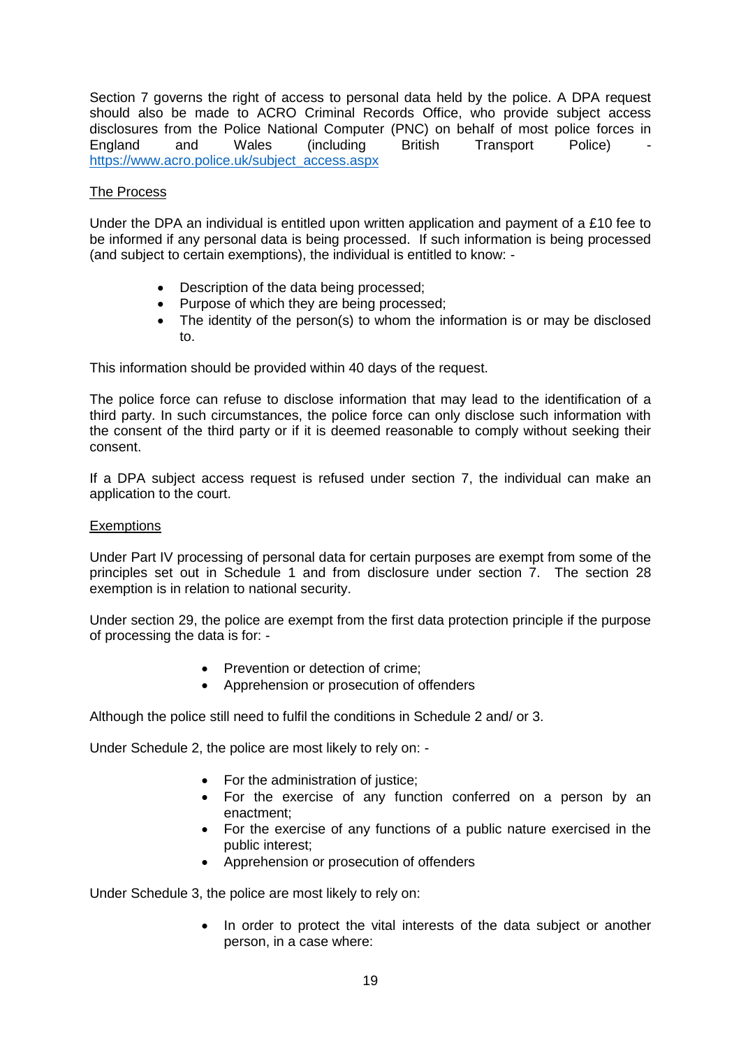Section 7 governs the right of access to personal data held by the police. A DPA request should also be made to ACRO Criminal Records Office, who provide subject access disclosures from the Police National Computer (PNC) on behalf of most police forces in England and Wales (including British Transport Police) - [https://www.acro.police.uk/subject_access.aspx](https://www.acro.police.uk/subject_access.aspx)

<u>The Process</u>

Under the DPA an individual is entitled upon written application and payment of a £10 fee to be informed if any personal data is being processed. If such information is being processed (and subject to certain exemptions), the individual is entitled to know: -

- Description of the data being processed;
- Purpose of which they are being processed;
- The identity of the person(s) to whom the information is or may be disclosed to.

This information should be provided within 40 days of the request.

The police force can refuse to disclose information that may lead to the identification of a third party. In such circumstances, the police force can only disclose such information with the consent of the third party or if it is deemed reasonable to comply without seeking their consent.

If a DPA subject access request is refused under section 7, the individual can make an application to the court.

<u>Exemptions</u>

Under Part IV processing of personal data for certain purposes are exempt from some of the principles set out in Schedule 1 and from disclosure under section 7. The section 28 exemption is in relation to national security.

Under section 29, the police are exempt from the first data protection principle if the purpose of processing the data is for: -

- Prevention or detection of crime;
- Apprehension or prosecution of offenders

Although the police still need to fulfil the conditions in Schedule 2 and/ or 3.

Under Schedule 2, the police are most likely to rely on: -

- For the administration of justice;
- For the exercise of any function conferred on a person by an enactment;
- For the exercise of any functions of a public nature exercised in the public interest;
- Apprehension or prosecution of offenders

Under Schedule 3, the police are most likely to rely on:

- In order to protect the vital interests of the data subject or another person, in a case where: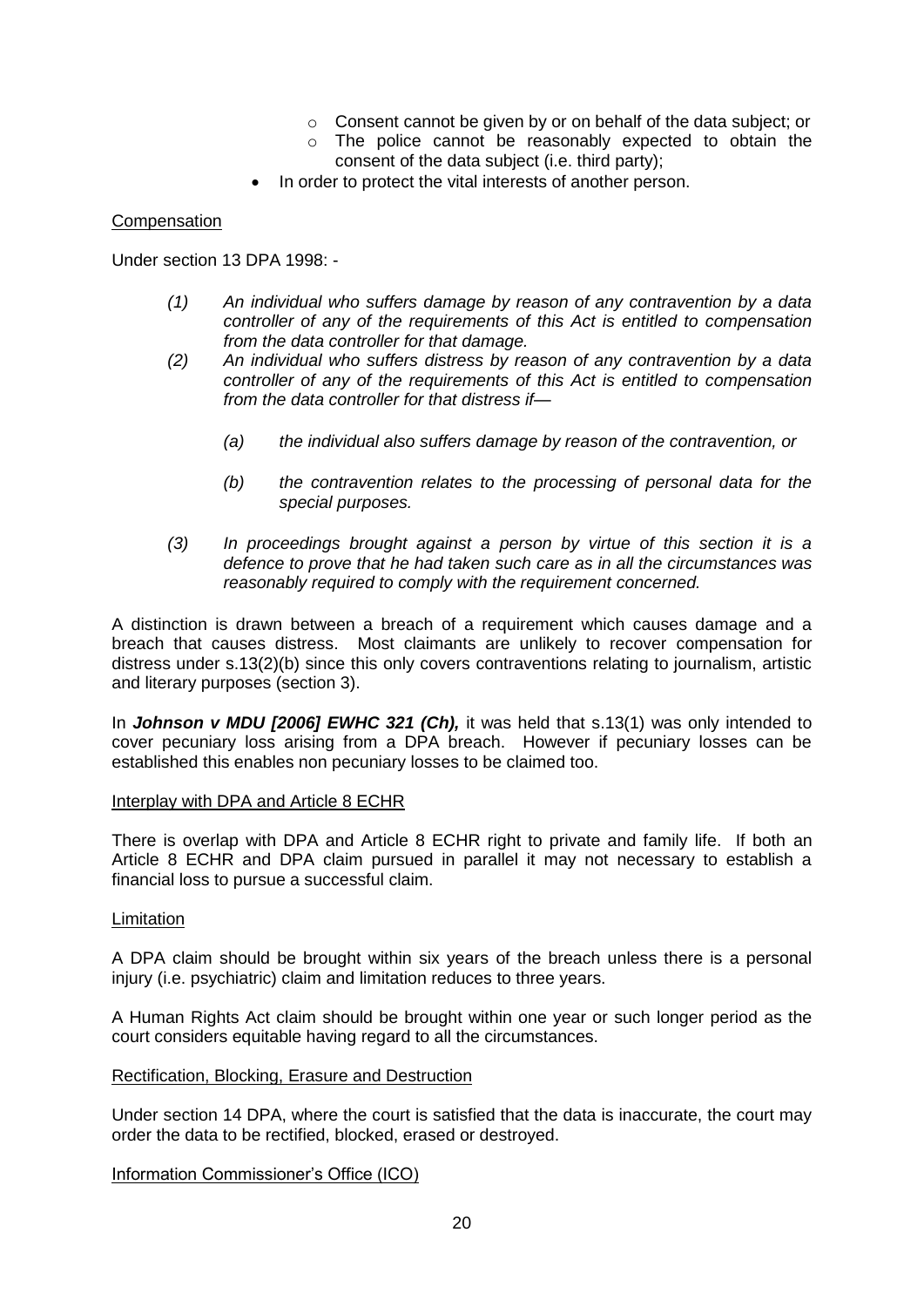- Consent cannot be given by or on behalf of the data subject; or
  - The police cannot be reasonably expected to obtain the consent of the data subject (i.e. third party);
- In order to protect the vital interests of another person.

<u>Compensation</u>

Under section 13 DPA 1998: -

> *(1) An individual who suffers damage by reason of any contravention by a data controller of any of the requirements of this Act is entitled to compensation from the data controller for that damage.*
>
> *(2) An individual who suffers distress by reason of any contravention by a data controller of any of the requirements of this Act is entitled to compensation from the data controller for that distress if—*
>
> > *(a) the individual also suffers damage by reason of the contravention, or*
> >
> > *(b) the contravention relates to the processing of personal data for the special purposes.*
>
> *(3) In proceedings brought against a person by virtue of this section it is a defence to prove that he had taken such care as in all the circumstances was reasonably required to comply with the requirement concerned.*

A distinction is drawn between a breach of a requirement which causes damage and a breach that causes distress. Most claimants are unlikely to recover compensation for distress under s.13(2)(b) since this only covers contraventions relating to journalism, artistic and literary purposes (section 3).

In ***Johnson v MDU [2006] EWHC 321 (Ch),*** it was held that s.13(1) was only intended to cover pecuniary loss arising from a DPA breach. However if pecuniary losses can be established this enables non pecuniary losses to be claimed too.

<u>Interplay with DPA and Article 8 ECHR</u>

There is overlap with DPA and Article 8 ECHR right to private and family life. If both an Article 8 ECHR and DPA claim pursued in parallel it may not necessary to establish a financial loss to pursue a successful claim.

<u>Limitation</u>

A DPA claim should be brought within six years of the breach unless there is a personal injury (i.e. psychiatric) claim and limitation reduces to three years.

A Human Rights Act claim should be brought within one year or such longer period as the court considers equitable having regard to all the circumstances.

<u>Rectification, Blocking, Erasure and Destruction</u>

Under section 14 DPA, where the court is satisfied that the data is inaccurate, the court may order the data to be rectified, blocked, erased or destroyed.

<u>Information Commissioner's Office (ICO)</u>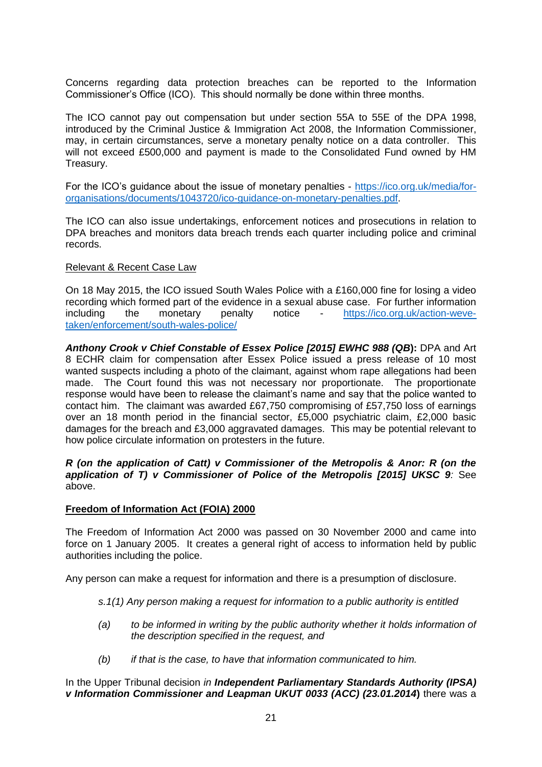Concerns regarding data protection breaches can be reported to the Information Commissioner's Office (ICO). This should normally be done within three months.

The ICO cannot pay out compensation but under section 55A to 55E of the DPA 1998, introduced by the Criminal Justice & Immigration Act 2008, the Information Commissioner, may, in certain circumstances, serve a monetary penalty notice on a data controller. This will not exceed £500,000 and payment is made to the Consolidated Fund owned by HM Treasury.

For the ICO's guidance about the issue of monetary penalties - [https://ico.org.uk/media/for-organisations/documents/1043720/ico-guidance-on-monetary-penalties.pdf](https://ico.org.uk/media/for-organisations/documents/1043720/ico-guidance-on-monetary-penalties.pdf).

The ICO can also issue undertakings, enforcement notices and prosecutions in relation to DPA breaches and monitors data breach trends each quarter including police and criminal records.

Relevant & Recent Case Law

On 18 May 2015, the ICO issued South Wales Police with a £160,000 fine for losing a video recording which formed part of the evidence in a sexual abuse case. For further information including the monetary penalty notice - [https://ico.org.uk/action-weve-taken/enforcement/south-wales-police/](https://ico.org.uk/action-weve-taken/enforcement/south-wales-police/)

***Anthony Crook v Chief Constable of Essex Police [2015] EWHC 988 (QB)*****:** DPA and Art 8 ECHR claim for compensation after Essex Police issued a press release of 10 most wanted suspects including a photo of the claimant, against whom rape allegations had been made. The Court found this was not necessary nor proportionate. The proportionate response would have been to release the claimant's name and say that the police wanted to contact him. The claimant was awarded £67,750 compromising of £57,750 loss of earnings over an 18 month period in the financial sector, £5,000 psychiatric claim, £2,000 basic damages for the breach and £3,000 aggravated damages. This may be potential relevant to how police circulate information on protesters in the future.

***R (on the application of Catt) v Commissioner of the Metropolis & Anor: R (on the application of T) v Commissioner of Police of the Metropolis [2015] UKSC 9****:* See above.

**Freedom of Information Act (FOIA) 2000**

The Freedom of Information Act 2000 was passed on 30 November 2000 and came into force on 1 January 2005. It creates a general right of access to information held by public authorities including the police.

Any person can make a request for information and there is a presumption of disclosure.

> *s.1(1) Any person making a request for information to a public authority is entitled*
>
> *(a) to be informed in writing by the public authority whether it holds information of the description specified in the request, and*
>
> *(b) if that is the case, to have that information communicated to him.*

In the Upper Tribunal decision *in* ***Independent Parliamentary Standards Authority (IPSA) v Information Commissioner and Leapman UKUT 0033 (ACC) (23.01.2014)*** there was a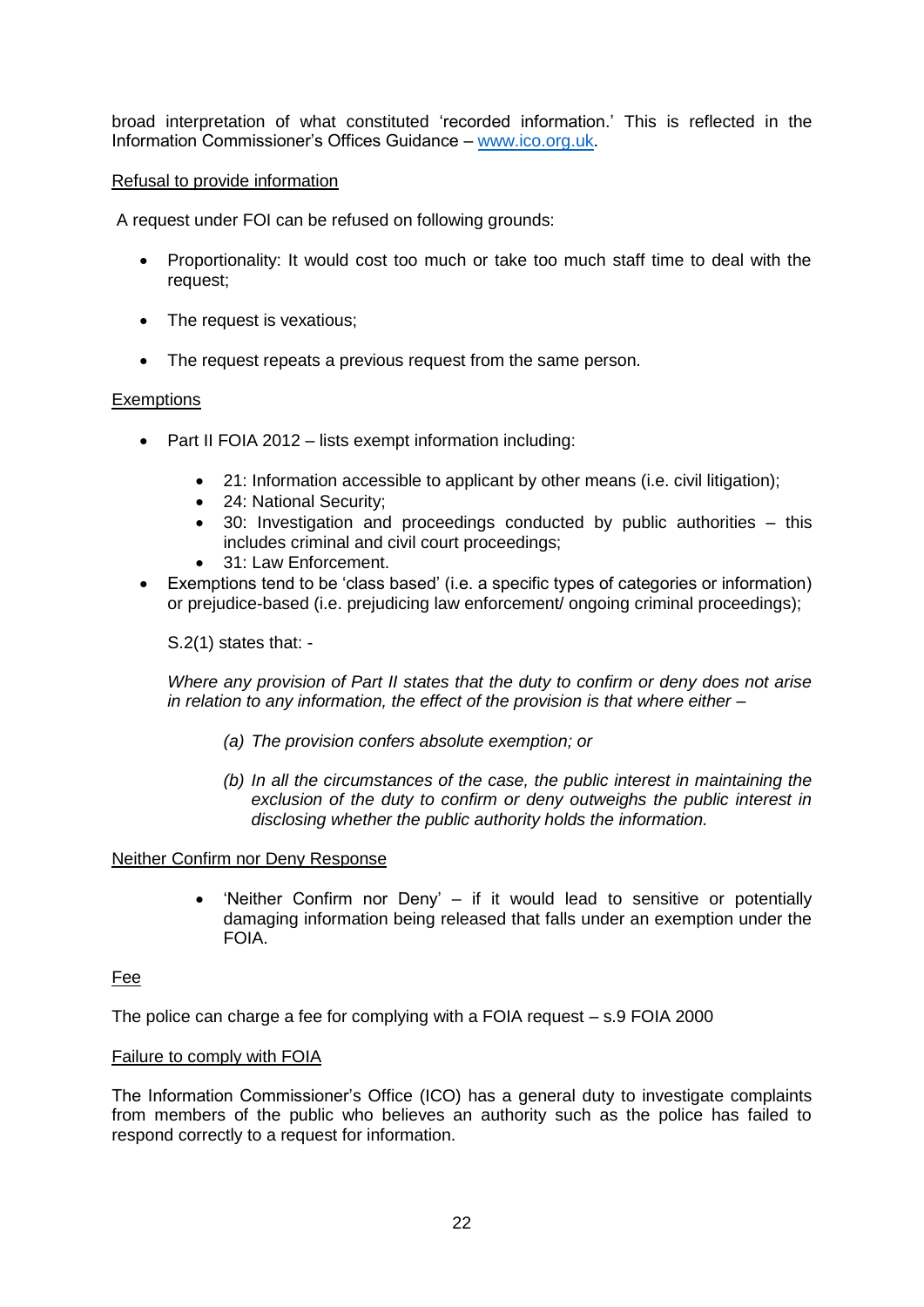broad interpretation of what constituted 'recorded information.' This is reflected in the Information Commissioner's Offices Guidance – [www.ico.org.uk](http://www.ico.org.uk).

Refusal to provide information

A request under FOI can be refused on following grounds:

- Proportionality: It would cost too much or take too much staff time to deal with the request;
- The request is vexatious;
- The request repeats a previous request from the same person.

Exemptions

- Part II FOIA 2012 – lists exempt information including:
    - 21: Information accessible to applicant by other means (i.e. civil litigation);
    - 24: National Security;
    - 30: Investigation and proceedings conducted by public authorities – this includes criminal and civil court proceedings;
    - 31: Law Enforcement.
- Exemptions tend to be 'class based' (i.e. a specific types of categories or information) or prejudice-based (i.e. prejudicing law enforcement/ ongoing criminal proceedings);

  S.2(1) states that: -

  *Where any provision of Part II states that the duty to confirm or deny does not arise in relation to any information, the effect of the provision is that where either –*

  *(a) The provision confers absolute exemption; or*

  *(b) In all the circumstances of the case, the public interest in maintaining the exclusion of the duty to confirm or deny outweighs the public interest in disclosing whether the public authority holds the information.*

Neither Confirm nor Deny Response

- 'Neither Confirm nor Deny' – if it would lead to sensitive or potentially damaging information being released that falls under an exemption under the FOIA.

Fee

The police can charge a fee for complying with a FOIA request – s.9 FOIA 2000

Failure to comply with FOIA

The Information Commissioner's Office (ICO) has a general duty to investigate complaints from members of the public who believes an authority such as the police has failed to respond correctly to a request for information.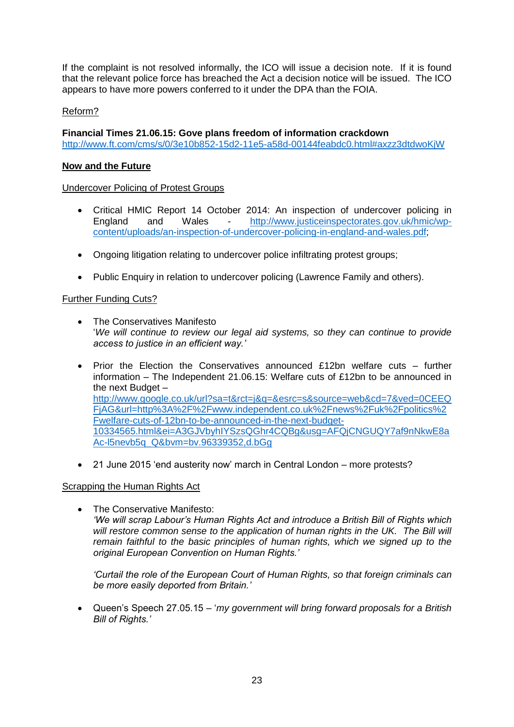If the complaint is not resolved informally, the ICO will issue a decision note. If it is found that the relevant police force has breached the Act a decision notice will be issued. The ICO appears to have more powers conferred to it under the DPA than the FOIA.

Reform?

**Financial Times 21.06.15: Gove plans freedom of information crackdown**
http://www.ft.com/cms/s/0/3e10b852-15d2-11e5-a58d-00144feabdc0.html#axzz3dtdwoKjW

**Now and the Future**

Undercover Policing of Protest Groups

- Critical HMIC Report 14 October 2014: An inspection of undercover policing in England and Wales - http://www.justiceinspectorates.gov.uk/hmic/wp-content/uploads/an-inspection-of-undercover-policing-in-england-and-wales.pdf;

- Ongoing litigation relating to undercover police infiltrating protest groups;

- Public Enquiry in relation to undercover policing (Lawrence Family and others).

Further Funding Cuts?

- The Conservatives Manifesto
  '*We will continue to review our legal aid systems, so they can continue to provide access to justice in an efficient way.*'

- Prior the Election the Conservatives announced £12bn welfare cuts – further information – The Independent 21.06.15: Welfare cuts of £12bn to be announced in the next Budget – http://www.google.co.uk/url?sa=t&rct=j&q=&esrc=s&source=web&cd=7&ved=0CEEQFjAG&url=http%3A%2F%2Fwww.independent.co.uk%2Fnews%2Fuk%2Fpolitics%2Fwelfare-cuts-of-12bn-to-be-announced-in-the-next-budget-10334565.html&ei=A3GJVbyhIYSzsQGhr4CQBg&usg=AFQjCNGUQY7af9nNkwE8aAc-l5nevb5q_Q&bvm=bv.96339352,d.bGg

- 21 June 2015 'end austerity now' march in Central London – more protests?

Scrapping the Human Rights Act

- The Conservative Manifesto:
  *'We will scrap Labour's Human Rights Act and introduce a British Bill of Rights which will restore common sense to the application of human rights in the UK. The Bill will remain faithful to the basic principles of human rights, which we signed up to the original European Convention on Human Rights.'*

  *'Curtail the role of the European Court of Human Rights, so that foreign criminals can be more easily deported from Britain.'*

- Queen's Speech 27.05.15 – '*my government will bring forward proposals for a British Bill of Rights.*'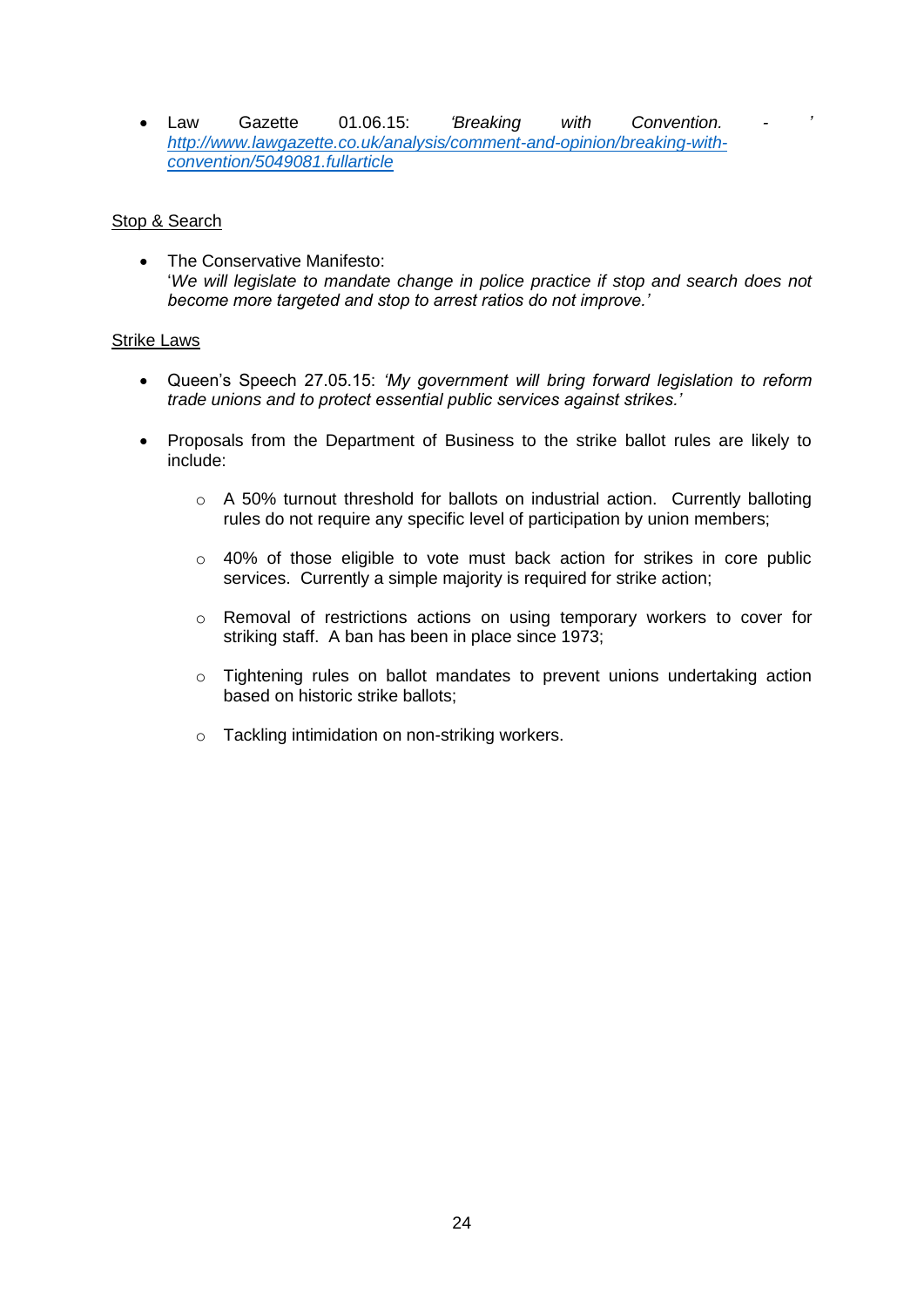- Law Gazette 01.06.15: *'Breaking with Convention. - '* *http://www.lawgazette.co.uk/analysis/comment-and-opinion/breaking-with-convention/5049081.fullarticle*

Stop & Search

- The Conservative Manifesto:
  '*We will legislate to mandate change in police practice if stop and search does not become more targeted and stop to arrest ratios do not improve.*'

Strike Laws

- Queen's Speech 27.05.15: *'My government will bring forward legislation to reform trade unions and to protect essential public services against strikes.'*

- Proposals from the Department of Business to the strike ballot rules are likely to include:

  - A 50% turnout threshold for ballots on industrial action. Currently balloting rules do not require any specific level of participation by union members;

  - 40% of those eligible to vote must back action for strikes in core public services. Currently a simple majority is required for strike action;

  - Removal of restrictions actions on using temporary workers to cover for striking staff. A ban has been in place since 1973;

  - Tightening rules on ballot mandates to prevent unions undertaking action based on historic strike ballots;

  - Tackling intimidation on non-striking workers.